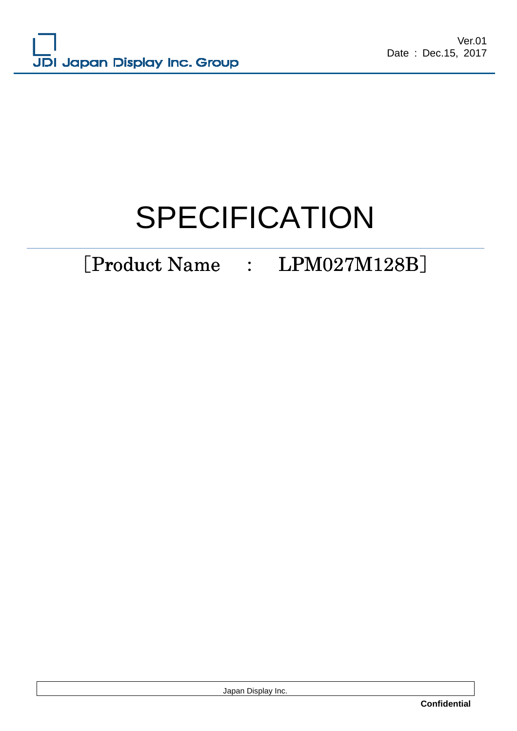JDI Japan Display Inc. Group

Ver.01
Date : Dec.15, 2017

# SPECIFICATION

## ［Product Name　:　LPM027M128B］

Japan Display Inc.

**Confidential**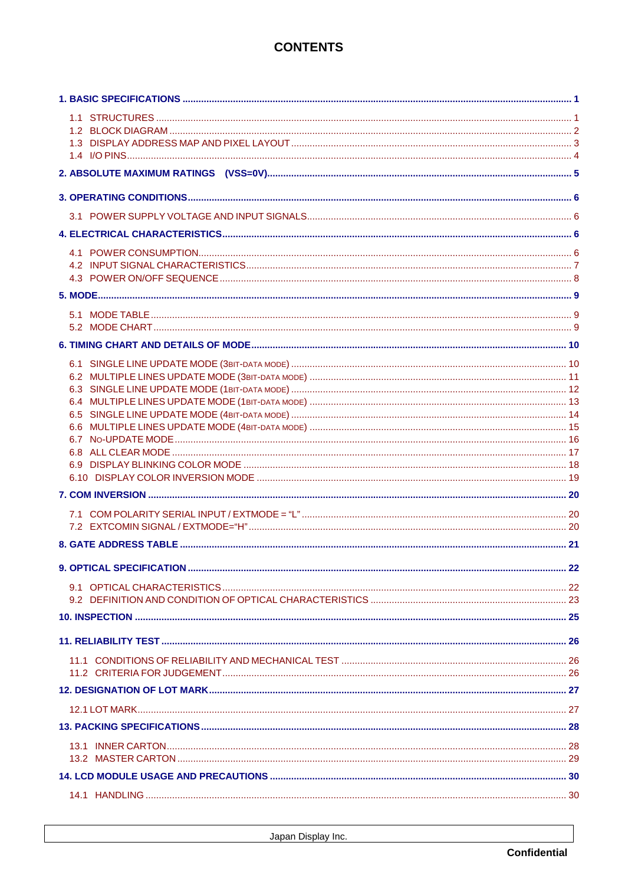# CONTENTS

**1. BASIC SPECIFICATIONS ........................................................ 1**

- 1.1 STRUCTURES ........................................................ 1
- 1.2 BLOCK DIAGRAM ........................................................ 2
- 1.3 DISPLAY ADDRESS MAP AND PIXEL LAYOUT ........................................................ 3
- 1.4 I/O PINS ........................................................ 4

**2. ABSOLUTE MAXIMUM RATINGS (VSS=0V) ........................................................ 5**

**3. OPERATING CONDITIONS ........................................................ 6**

- 3.1 POWER SUPPLY VOLTAGE AND INPUT SIGNALS ........................................................ 6

**4. ELECTRICAL CHARACTERISTICS ........................................................ 6**

- 4.1 POWER CONSUMPTION ........................................................ 6
- 4.2 INPUT SIGNAL CHARACTERISTICS ........................................................ 7
- 4.3 POWER ON/OFF SEQUENCE ........................................................ 8

**5. MODE ........................................................ 9**

- 5.1 MODE TABLE ........................................................ 9
- 5.2 MODE CHART ........................................................ 9

**6. TIMING CHART AND DETAILS OF MODE ........................................................ 10**

- 6.1 SINGLE LINE UPDATE MODE (3BIT-DATA MODE) ........................................................ 10
- 6.2 MULTIPLE LINES UPDATE MODE (3BIT-DATA MODE) ........................................................ 11
- 6.3 SINGLE LINE UPDATE MODE (1BIT-DATA MODE) ........................................................ 12
- 6.4 MULTIPLE LINES UPDATE MODE (1BIT-DATA MODE) ........................................................ 13
- 6.5 SINGLE LINE UPDATE MODE (4BIT-DATA MODE) ........................................................ 14
- 6.6 MULTIPLE LINES UPDATE MODE (4BIT-DATA MODE) ........................................................ 15
- 6.7 NO-UPDATE MODE ........................................................ 16
- 6.8 ALL CLEAR MODE ........................................................ 17
- 6.9 DISPLAY BLINKING COLOR MODE ........................................................ 18
- 6.10 DISPLAY COLOR INVERSION MODE ........................................................ 19

**7. COM INVERSION ........................................................ 20**

- 7.1 COM POLARITY SERIAL INPUT / EXTMODE = “L” ........................................................ 20
- 7.2 EXTCOMIN SIGNAL / EXTMODE=“H” ........................................................ 20

**8. GATE ADDRESS TABLE ........................................................ 21**

**9. OPTICAL SPECIFICATION ........................................................ 22**

- 9.1 OPTICAL CHARACTERISTICS ........................................................ 22
- 9.2 DEFINITION AND CONDITION OF OPTICAL CHARACTERISTICS ........................................................ 23

**10. INSPECTION ........................................................ 25**

**11. RELIABILITY TEST ........................................................ 26**

- 11.1 CONDITIONS OF RELIABILITY AND MECHANICAL TEST ........................................................ 26
- 11.2 CRITERIA FOR JUDGEMENT ........................................................ 26

**12. DESIGNATION OF LOT MARK ........................................................ 27**

- 12.1 LOT MARK ........................................................ 27

**13. PACKING SPECIFICATIONS ........................................................ 28**

- 13.1 INNER CARTON ........................................................ 28
- 13.2 MASTER CARTON ........................................................ 29

**14. LCD MODULE USAGE AND PRECAUTIONS ........................................................ 30**

- 14.1 HANDLING ........................................................ 30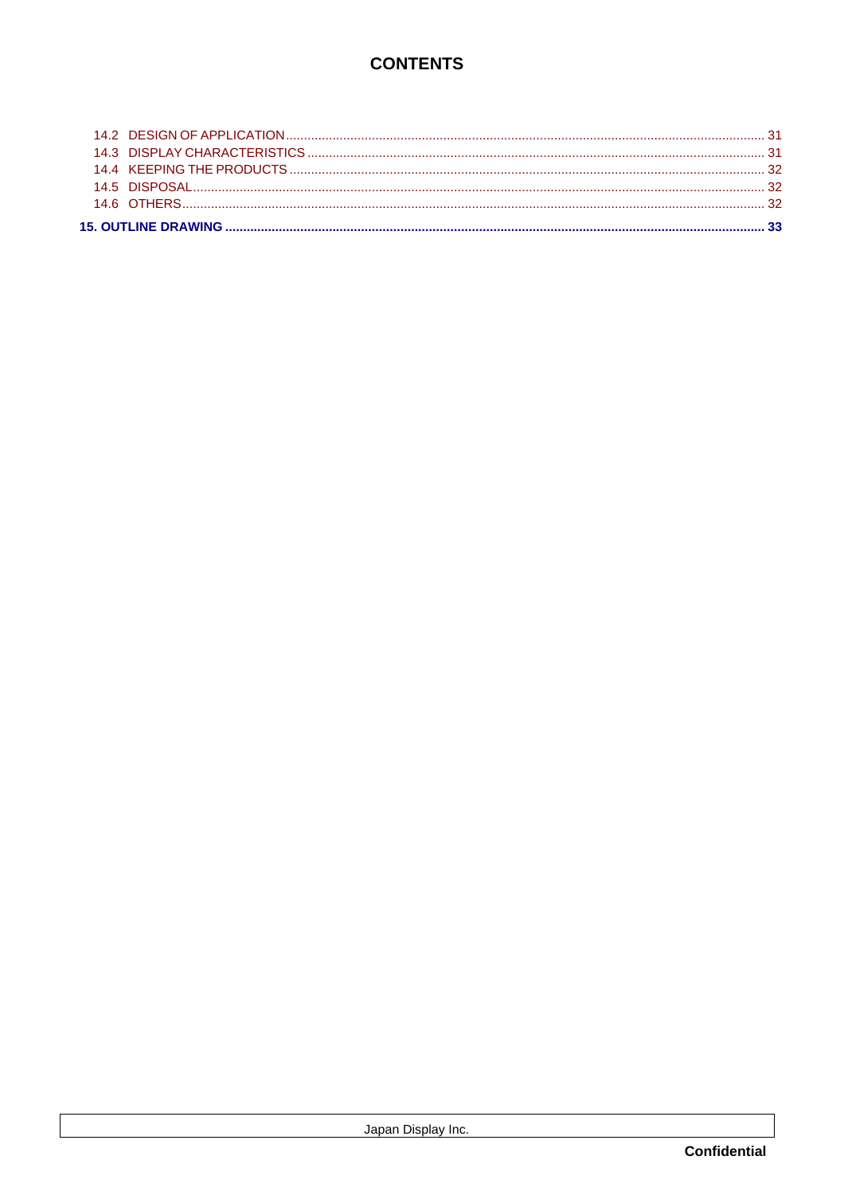# CONTENTS

14.2 DESIGN OF APPLICATION ..... 31
14.3 DISPLAY CHARACTERISTICS ..... 31
14.4 KEEPING THE PRODUCTS ..... 32
14.5 DISPOSAL ..... 32
14.6 OTHERS ..... 32

**15. OUTLINE DRAWING ..... 33**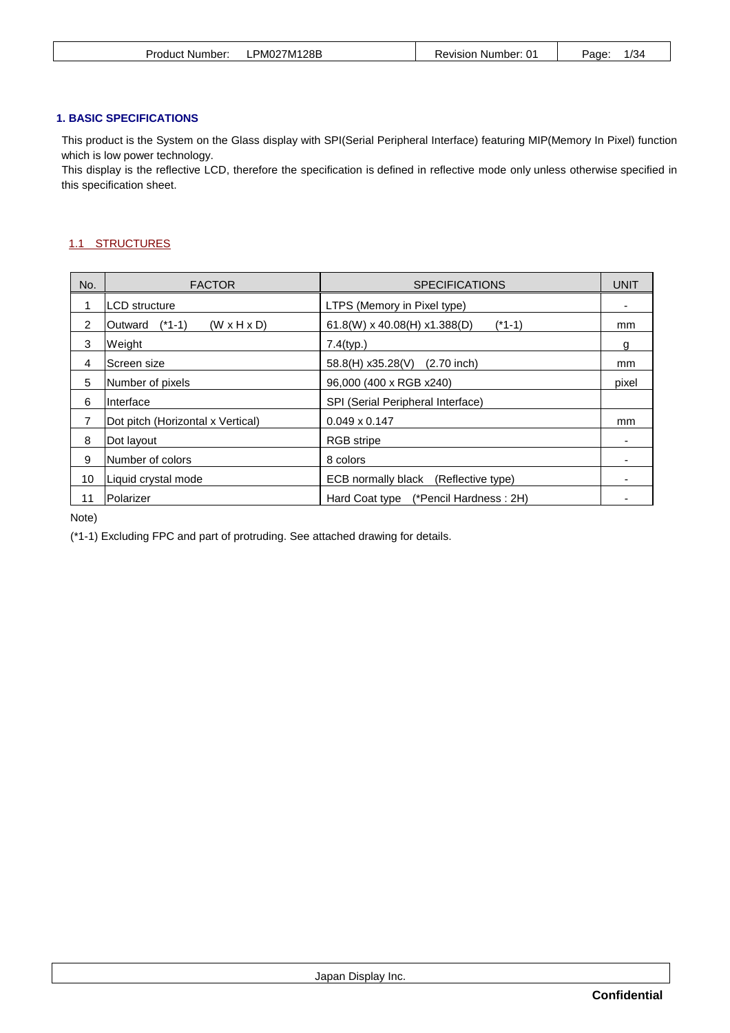## 1. BASIC SPECIFICATIONS

This product is the System on the Glass display with SPI(Serial Peripheral Interface) featuring MIP(Memory In Pixel) function which is low power technology.
This display is the reflective LCD, therefore the specification is defined in reflective mode only unless otherwise specified in this specification sheet.

### 1.1 STRUCTURES

| No. | FACTOR | SPECIFICATIONS | UNIT |
|---|---|---|---|
| 1 | LCD structure | LTPS (Memory in Pixel type) | - |
| 2 | Outward (*1-1) (W x H x D) | 61.8(W) x 40.08(H) x1.388(D) (*1-1) | mm |
| 3 | Weight | 7.4(typ.) | g |
| 4 | Screen size | 58.8(H) x35.28(V) (2.70 inch) | mm |
| 5 | Number of pixels | 96,000 (400 x RGB x240) | pixel |
| 6 | Interface | SPI (Serial Peripheral Interface) | |
| 7 | Dot pitch (Horizontal x Vertical) | 0.049 x 0.147 | mm |
| 8 | Dot layout | RGB stripe | - |
| 9 | Number of colors | 8 colors | - |
| 10 | Liquid crystal mode | ECB normally black (Reflective type) | - |
| 11 | Polarizer | Hard Coat type (*Pencil Hardness : 2H) | - |

Note)

(*1-1) Excluding FPC and part of protruding. See attached drawing for details.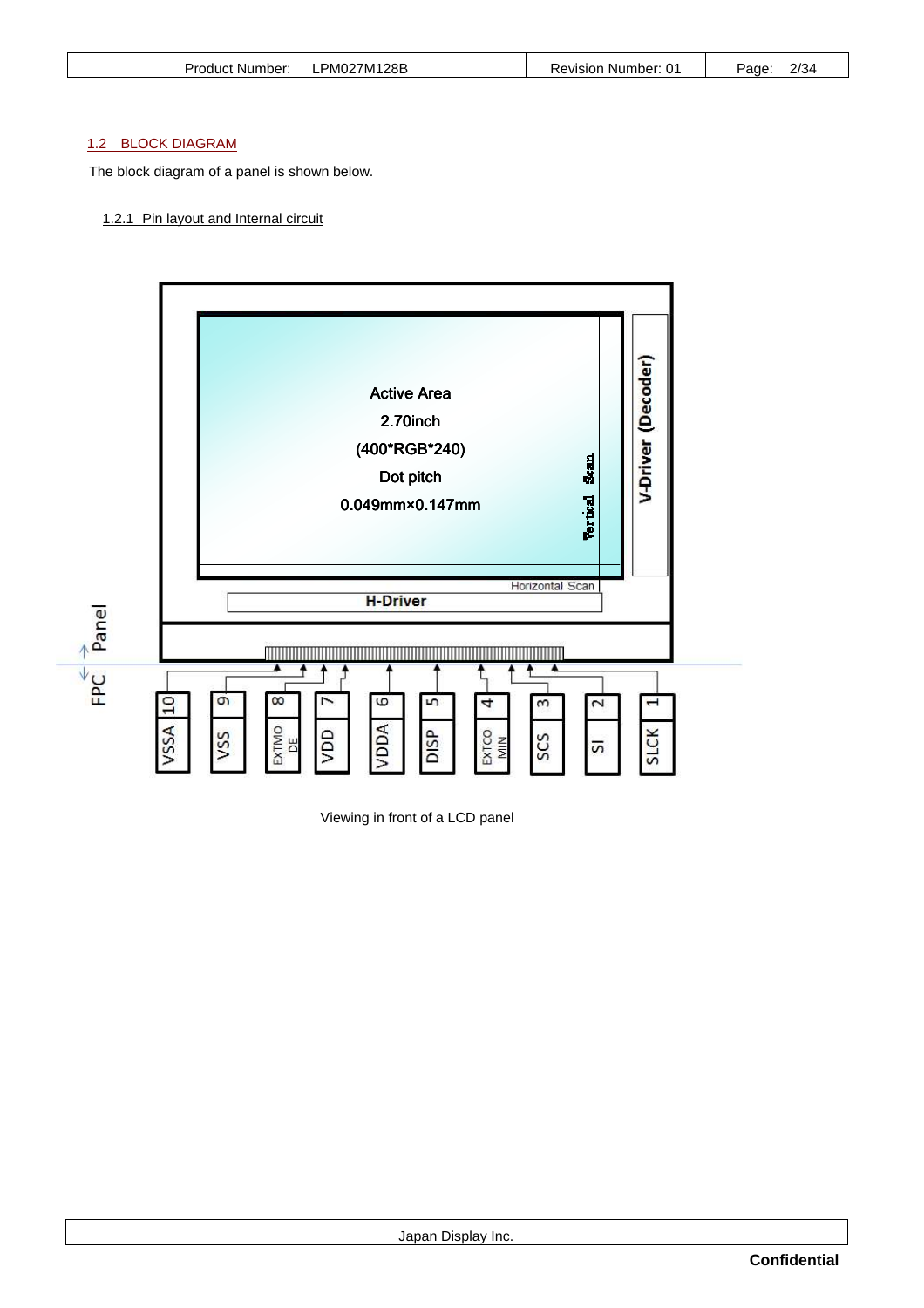## 1.2 BLOCK DIAGRAM

The block diagram of a panel is shown below.

### 1.2.1 Pin layout and Internal circuit

Active Area
2.70inch
(400*RGB*240)
Dot pitch
0.049mm×0.147mm

Vertical Scan

V-Driver (Decoder)

Horizontal Scan

H-Driver

Panel

FPC

| 10 | 9 | 8 | 7 | 6 | 5 | 4 | 3 | 2 | 1 |
|---|---|---|---|---|---|---|---|---|---|
| VSSA | VSS | EXTMODE | VDD | VDDA | DISP | EXTCOMIN | SCS | SI | SLCK |

Viewing in front of a LCD panel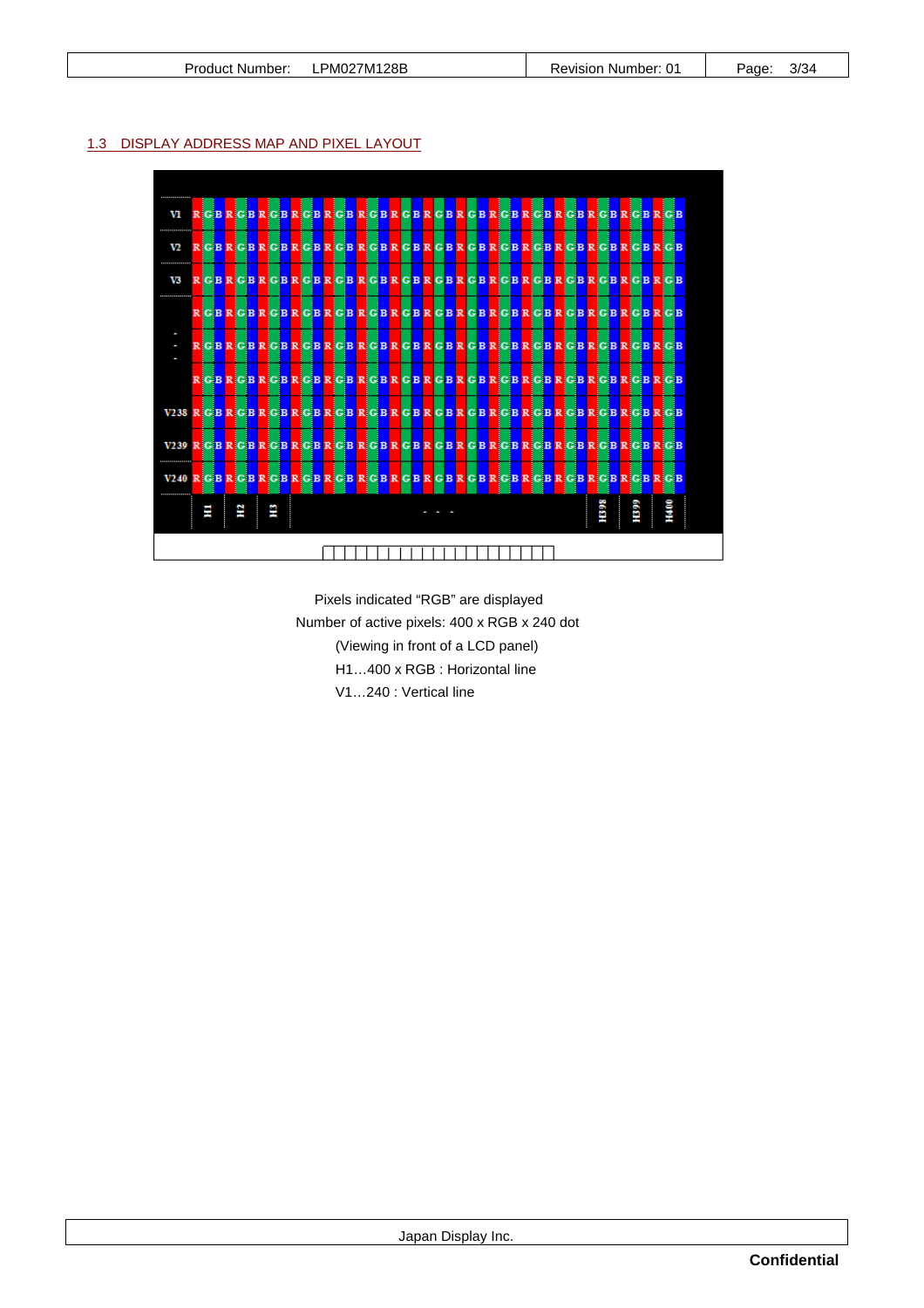## 1.3 DISPLAY ADDRESS MAP AND PIXEL LAYOUT

Pixels indicated "RGB" are displayed

Number of active pixels: 400 x RGB x 240 dot

(Viewing in front of a LCD panel)

H1…400 x RGB : Horizontal line

V1…240 : Vertical line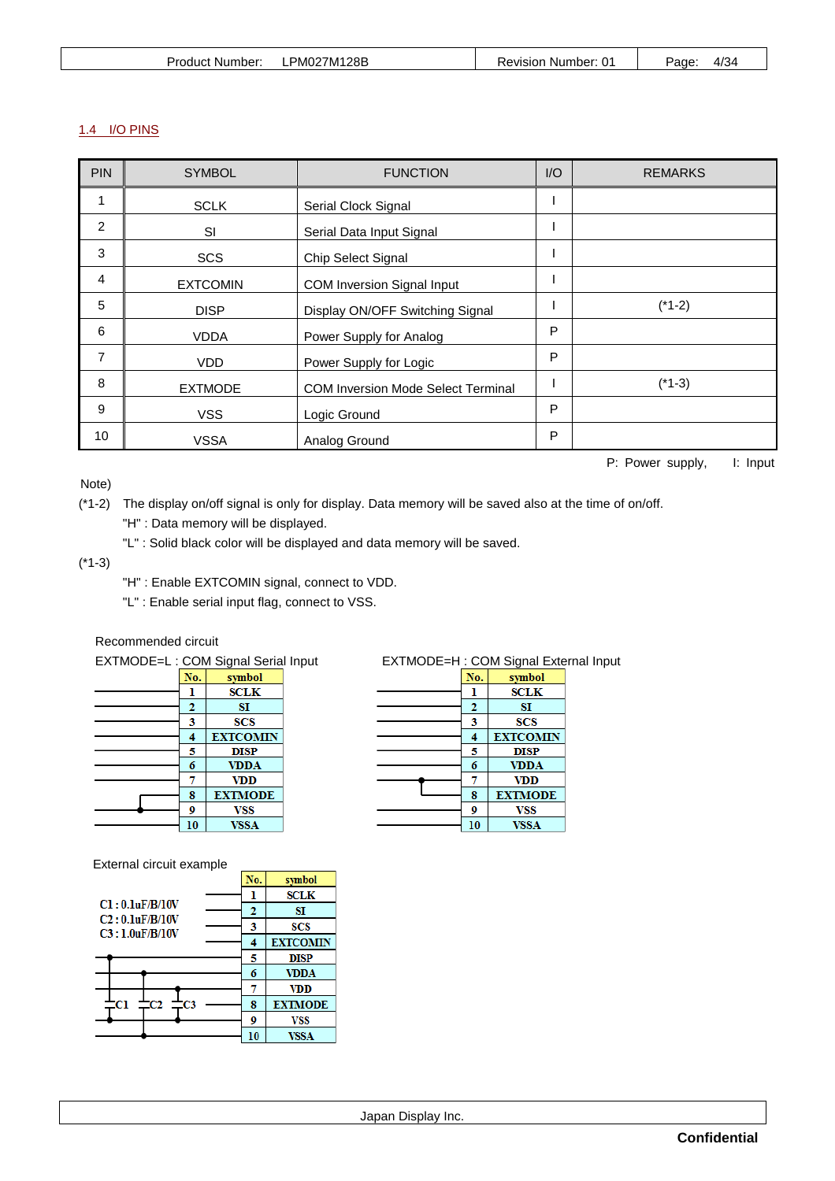## 1.4 I/O PINS

| PIN | SYMBOL | FUNCTION | I/O | REMARKS |
|---|---|---|---|---|
| 1 | SCLK | Serial Clock Signal | I | |
| 2 | SI | Serial Data Input Signal | I | |
| 3 | SCS | Chip Select Signal | I | |
| 4 | EXTCOMIN | COM Inversion Signal Input | I | |
| 5 | DISP | Display ON/OFF Switching Signal | I | (*1-2) |
| 6 | VDDA | Power Supply for Analog | P | |
| 7 | VDD | Power Supply for Logic | P | |
| 8 | EXTMODE | COM Inversion Mode Select Terminal | I | (*1-3) |
| 9 | VSS | Logic Ground | P | |
| 10 | VSSA | Analog Ground | P | |

P: Power supply, I: Input

Note)

(*1-2) The display on/off signal is only for display. Data memory will be saved also at the time of on/off.
"H" : Data memory will be displayed.
"L" : Solid black color will be displayed and data memory will be saved.

(*1-3)
"H" : Enable EXTCOMIN signal, connect to VDD.
"L" : Enable serial input flag, connect to VSS.

Recommended circuit

EXTMODE=L : COM Signal Serial Input

| No. | symbol |
|---|---|
| 1 | SCLK |
| 2 | SI |
| 3 | SCS |
| 4 | EXTCOMIN |
| 5 | DISP |
| 6 | VDDA |
| 7 | VDD |
| 8 | EXTMODE |
| 9 | VSS |
| 10 | VSSA |

EXTMODE=H : COM Signal External Input

| No. | symbol |
|---|---|
| 1 | SCLK |
| 2 | SI |
| 3 | SCS |
| 4 | EXTCOMIN |
| 5 | DISP |
| 6 | VDDA |
| 7 | VDD |
| 8 | EXTMODE |
| 9 | VSS |
| 10 | VSSA |

External circuit example

C1 : 0.1uF/B/10V
C2 : 0.1uF/B/10V
C3 : 1.0uF/B/10V

| No. | symbol |
|---|---|
| 1 | SCLK |
| 2 | SI |
| 3 | SCS |
| 4 | EXTCOMIN |
| 5 | DISP |
| 6 | VDDA |
| 7 | VDD |
| 8 | EXTMODE |
| 9 | VSS |
| 10 | VSSA |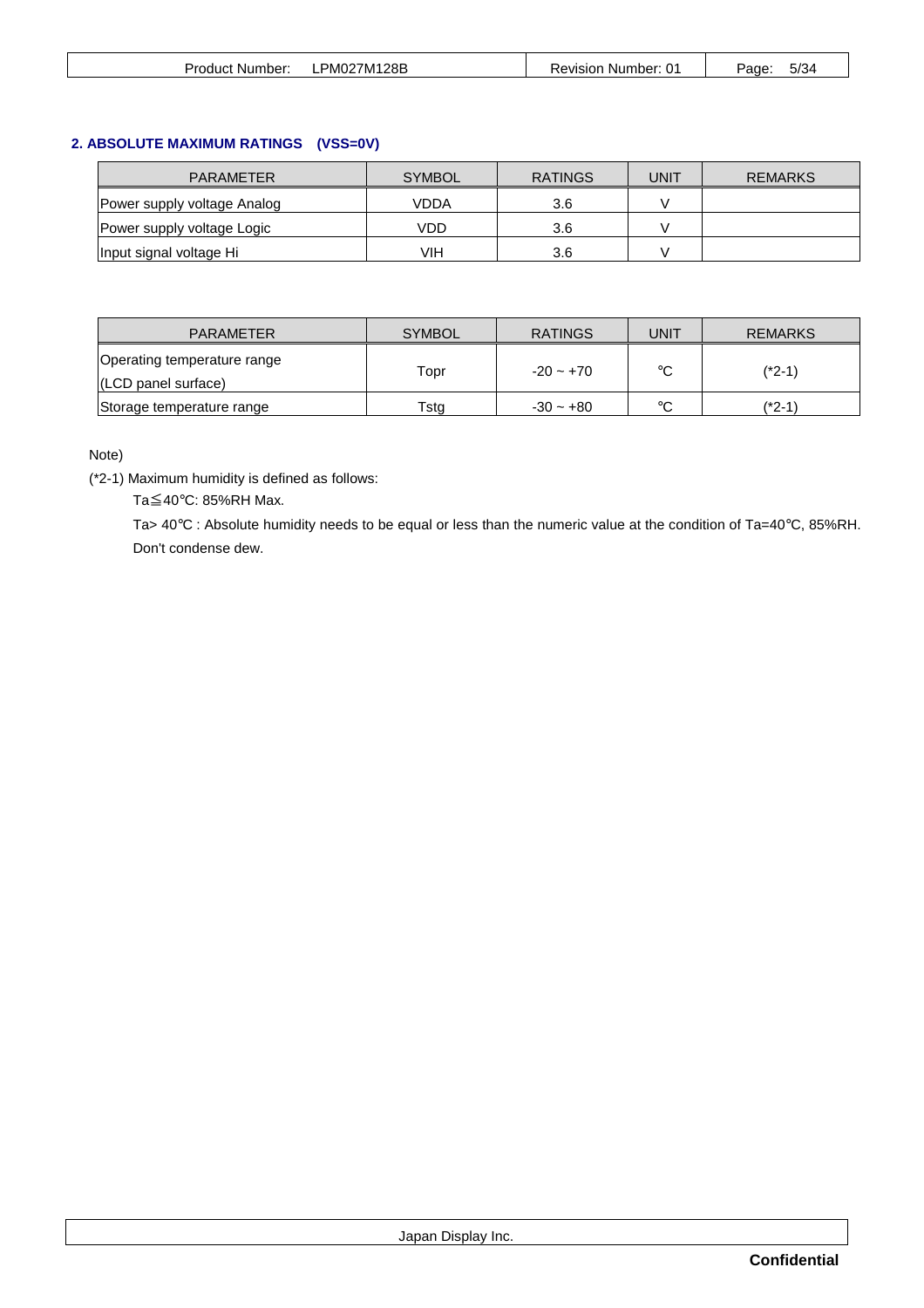## 2. ABSOLUTE MAXIMUM RATINGS (VSS=0V)

| PARAMETER | SYMBOL | RATINGS | UNIT | REMARKS |
|---|---|---|---|---|
| Power supply voltage Analog | VDDA | 3.6 | V | |
| Power supply voltage Logic | VDD | 3.6 | V | |
| Input signal voltage Hi | VIH | 3.6 | V | |

| PARAMETER | SYMBOL | RATINGS | UNIT | REMARKS |
|---|---|---|---|---|
| Operating temperature range (LCD panel surface) | Topr | -20 ~ +70 | ℃ | (*2-1) |
| Storage temperature range | Tstg | -30 ~ +80 | ℃ | (*2-1) |

Note)

(*2-1) Maximum humidity is defined as follows:

Ta≦40℃: 85%RH Max.

Ta> 40℃ : Absolute humidity needs to be equal or less than the numeric value at the condition of Ta=40℃, 85%RH.

Don't condense dew.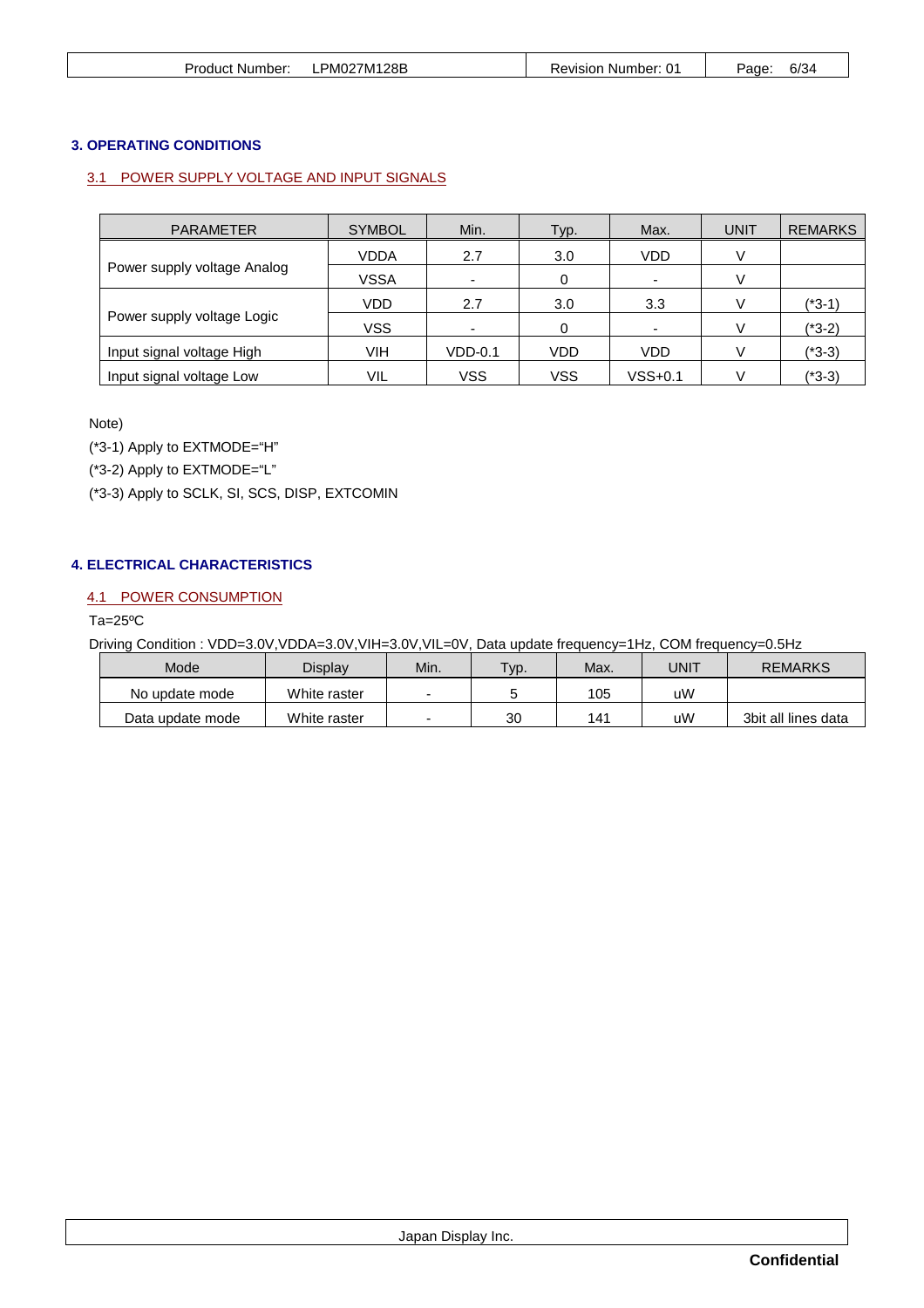## 3. OPERATING CONDITIONS

### 3.1 POWER SUPPLY VOLTAGE AND INPUT SIGNALS

| PARAMETER | SYMBOL | Min. | Typ. | Max. | UNIT | REMARKS |
|---|---|---|---|---|---|---|
| Power supply voltage Analog | VDDA | 2.7 | 3.0 | VDD | V | |
| | VSSA | - | 0 | - | V | |
| Power supply voltage Logic | VDD | 2.7 | 3.0 | 3.3 | V | (*3-1) |
| | VSS | - | 0 | - | V | (*3-2) |
| Input signal voltage High | VIH | VDD-0.1 | VDD | VDD | V | (*3-3) |
| Input signal voltage Low | VIL | VSS | VSS | VSS+0.1 | V | (*3-3) |

Note)

(*3-1) Apply to EXTMODE="H"

(*3-2) Apply to EXTMODE="L"

(*3-3) Apply to SCLK, SI, SCS, DISP, EXTCOMIN

## 4. ELECTRICAL CHARACTERISTICS

### 4.1 POWER CONSUMPTION

Ta=25ºC

Driving Condition : VDD=3.0V,VDDA=3.0V,VIH=3.0V,VIL=0V, Data update frequency=1Hz, COM frequency=0.5Hz

| Mode | Display | Min. | Typ. | Max. | UNIT | REMARKS |
|---|---|---|---|---|---|---|
| No update mode | White raster | - | 5 | 105 | uW | |
| Data update mode | White raster | - | 30 | 141 | uW | 3bit all lines data |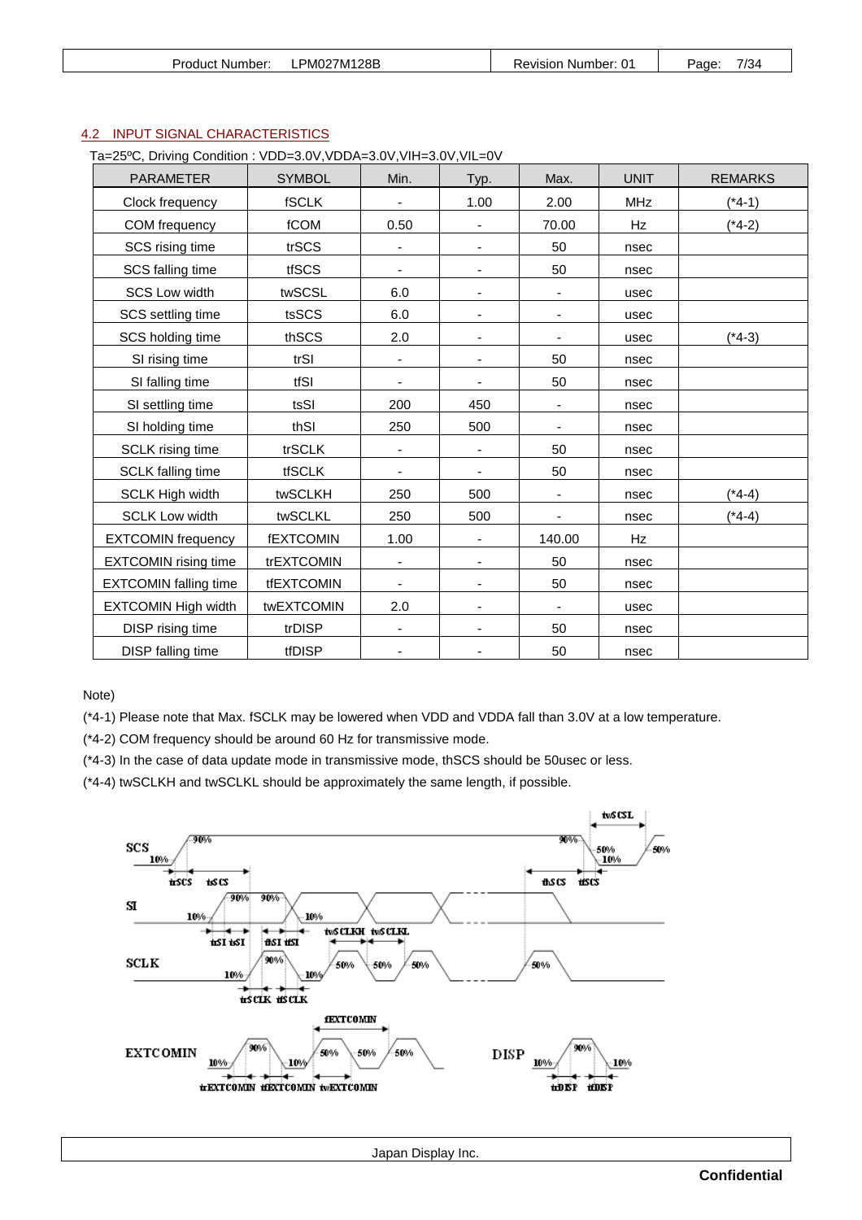## 4.2 INPUT SIGNAL CHARACTERISTICS

Ta=25ºC, Driving Condition : VDD=3.0V,VDDA=3.0V,VIH=3.0V,VIL=0V

| PARAMETER | SYMBOL | Min. | Typ. | Max. | UNIT | REMARKS |
|---|---|---|---|---|---|---|
| Clock frequency | fSCLK | - | 1.00 | 2.00 | MHz | (*4-1) |
| COM frequency | fCOM | 0.50 | - | 70.00 | Hz | (*4-2) |
| SCS rising time | trSCS | - | - | 50 | nsec | |
| SCS falling time | tfSCS | - | - | 50 | nsec | |
| SCS Low width | twSCSL | 6.0 | - | - | usec | |
| SCS settling time | tsSCS | 6.0 | - | - | usec | |
| SCS holding time | thSCS | 2.0 | - | - | usec | (*4-3) |
| SI rising time | trSI | - | - | 50 | nsec | |
| SI falling time | tfSI | - | - | 50 | nsec | |
| SI settling time | tsSI | 200 | 450 | - | nsec | |
| SI holding time | thSI | 250 | 500 | - | nsec | |
| SCLK rising time | trSCLK | - | - | 50 | nsec | |
| SCLK falling time | tfSCLK | - | - | 50 | nsec | |
| SCLK High width | twSCLKH | 250 | 500 | - | nsec | (*4-4) |
| SCLK Low width | twSCLKL | 250 | 500 | - | nsec | (*4-4) |
| EXTCOMIN frequency | fEXTCOMIN | 1.00 | - | 140.00 | Hz | |
| EXTCOMIN rising time | trEXTCOMIN | - | - | 50 | nsec | |
| EXTCOMIN falling time | tfEXTCOMIN | - | - | 50 | nsec | |
| EXTCOMIN High width | twEXTCOMIN | 2.0 | - | - | usec | |
| DISP rising time | trDISP | - | - | 50 | nsec | |
| DISP falling time | tfDISP | - | - | 50 | nsec | |

Note)

(*4-1) Please note that Max. fSCLK may be lowered when VDD and VDDA fall than 3.0V at a low temperature.

(*4-2) COM frequency should be around 60 Hz for transmissive mode.

(*4-3) In the case of data update mode in transmissive mode, thSCS should be 50usec or less.

(*4-4) twSCLKH and twSCLKL should be approximately the same length, if possible.

SCS, SI, SCLK, EXTCOMIN, DISP timing diagram: twSCSL, trSCS, tsSCS, thSCS, tfSCS, trSI, tsSI, thSI, tfSI, twSCLKH, twSCLKL, trSCLK, tfSCLK, fEXTCOMIN, trEXTCOMIN, tfEXTCOMIN, twEXTCOMIN, trDISP, tfDISP (10%, 50%, 90% levels)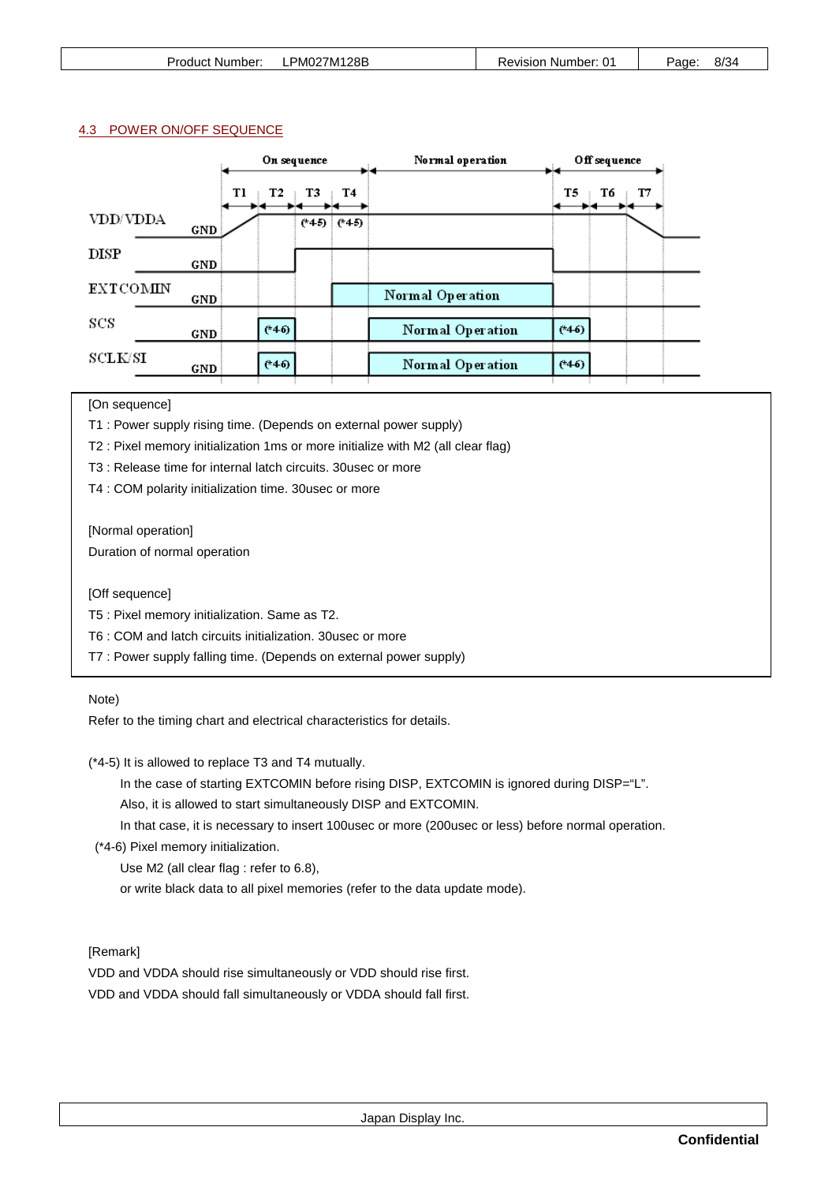## 4.3 POWER ON/OFF SEQUENCE

| | On sequence | | | | Normal operation | Off sequence | | |
|---|---|---|---|---|---|---|---|---|
| | T1 | T2 | T3 | T4 | | T5 | T6 | T7 |
| VDD/VDDA | rise | | (*4-5) | (*4-5) | | | | fall |
| DISP | | | | | | | | |
| EXTCOMIN | | | | Normal Operation | Normal Operation | | | |
| SCS | | (*4-6) | | | Normal Operation | (*4-6) | | |
| SCLK/SI | | (*4-6) | | | Normal Operation | (*4-6) | | |

[On sequence]

T1 : Power supply rising time. (Depends on external power supply)

T2 : Pixel memory initialization 1ms or more initialize with M2 (all clear flag)

T3 : Release time for internal latch circuits. 30usec or more

T4 : COM polarity initialization time. 30usec or more

[Normal operation]

Duration of normal operation

[Off sequence]

T5 : Pixel memory initialization. Same as T2.

T6 : COM and latch circuits initialization. 30usec or more

T7 : Power supply falling time. (Depends on external power supply)

Note)

Refer to the timing chart and electrical characteristics for details.

(*4-5) It is allowed to replace T3 and T4 mutually.

In the case of starting EXTCOMIN before rising DISP, EXTCOMIN is ignored during DISP="L".

Also, it is allowed to start simultaneously DISP and EXTCOMIN.

In that case, it is necessary to insert 100usec or more (200usec or less) before normal operation.

(*4-6) Pixel memory initialization.

Use M2 (all clear flag : refer to 6.8),

or write black data to all pixel memories (refer to the data update mode).

[Remark]

VDD and VDDA should rise simultaneously or VDD should rise first.

VDD and VDDA should fall simultaneously or VDDA should fall first.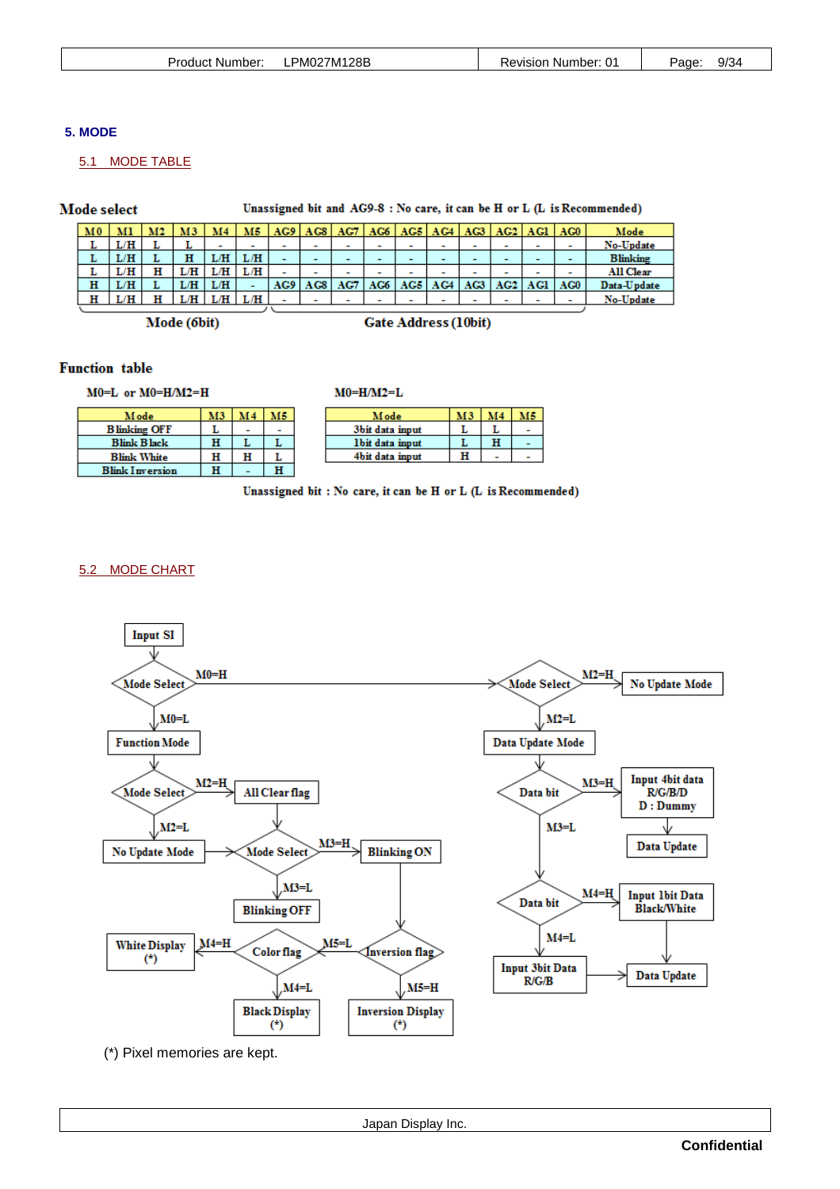# 5. MODE

## 5.1 MODE TABLE

**Mode select** Unassigned bit and AG9-8 : No care, it can be H or L (L is Recommended)

| M0 | M1 | M2 | M3 | M4 | M5 | AG9 | AG8 | AG7 | AG6 | AG5 | AG4 | AG3 | AG2 | AG1 | AG0 | Mode |
|---|---|---|---|---|---|---|---|---|---|---|---|---|---|---|---|---|
| L | L/H | L | L | - | - | - | - | - | - | - | - | - | - | - | - | No-Update |
| L | L/H | L | H | L/H | L/H | - | - | - | - | - | - | - | - | - | - | Blinking |
| L | L/H | H | L/H | L/H | L/H | - | - | - | - | - | - | - | - | - | - | All Clear |
| H | L/H | L | L/H | L/H | - | AG9 | AG8 | AG7 | AG6 | AG5 | AG4 | AG3 | AG2 | AG1 | AG0 | Data-Update |
| H | L/H | H | L/H | L/H | L/H | - | - | - | - | - | - | - | - | - | - | No-Update |

Mode (6bit) — M0 to M5; Gate Address (10bit) — AG9 to AG0

**Function table**

M0=L or M0=H/M2=H

| Mode | M3 | M4 | M5 |
|---|---|---|---|
| Blinking OFF | L | - | - |
| Blink Black | H | L | L |
| Blink White | H | H | L |
| Blink Inversion | H | - | H |

M0=H/M2=L

| Mode | M3 | M4 | M5 |
|---|---|---|---|
| 3bit data input | L | L | - |
| 1bit data input | L | H | - |
| 4bit data input | H | - | - |

Unassigned bit : No care, it can be H or L (L is Recommended)

## 5.2 MODE CHART

```
Input SI
  -> Mode Select
       M0=H -> Mode Select
                 M2=H -> No Update Mode
                 M2=L -> Data Update Mode
                           -> Data bit
                                M3=H -> Input 4bit data R/G/B/D (D : Dummy) -> Data Update
                                M3=L -> Data bit
                                          M4=H -> Input 1bit Data Black/White -> Data Update
                                          M4=L -> Input 3bit Data R/G/B -> Data Update
       M0=L -> Function Mode
                 -> Mode Select
                      M2=H -> All Clear flag -> Mode Select
                      M2=L -> No Update Mode -> Mode Select
                                Mode Select
                                  M3=H -> Blinking ON -> Inversion flag
                                  M3=L -> Blinking OFF
                                Inversion flag
                                  M5=H -> Inversion Display (*)
                                  M5=L -> Color flag
                                            M4=H -> White Display (*)
                                            M4=L -> Black Display (*)
```

(*) Pixel memories are kept.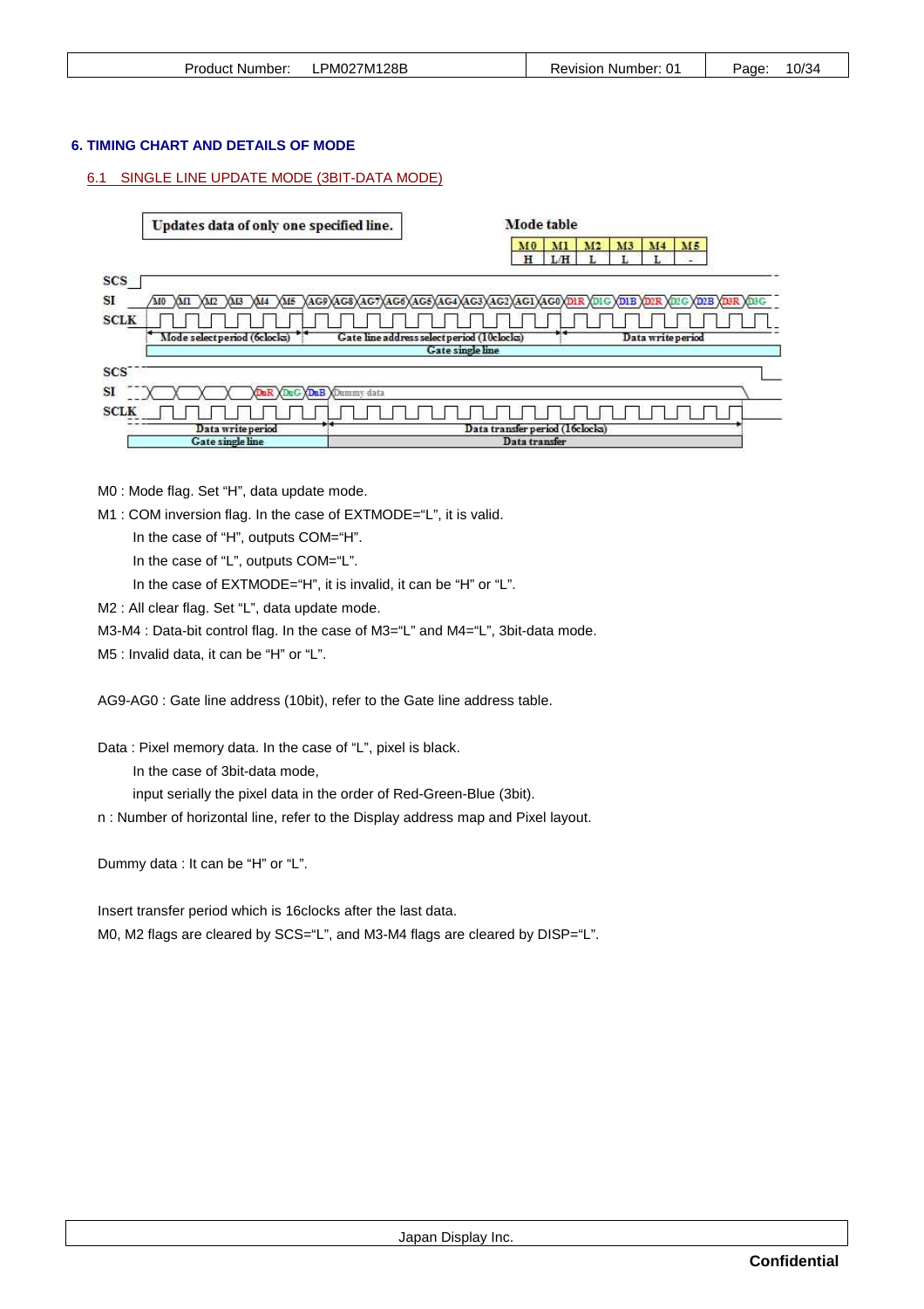# 6. TIMING CHART AND DETAILS OF MODE

## 6.1 SINGLE LINE UPDATE MODE (3BIT-DATA MODE)

Updates data of only one specified line.

Mode table

| M0 | M1 | M2 | M3 | M4 | M5 |
|---|---|---|---|---|---|
| H | L/H | L | L | L | - |

M0 : Mode flag. Set “H”, data update mode.

M1 : COM inversion flag. In the case of EXTMODE=“L”, it is valid.

In the case of “H”, outputs COM=“H”.

In the case of “L”, outputs COM=“L”.

In the case of EXTMODE=“H”, it is invalid, it can be “H” or “L”.

M2 : All clear flag. Set “L”, data update mode.

M3-M4 : Data-bit control flag. In the case of M3=“L” and M4=“L”, 3bit-data mode.

M5 : Invalid data, it can be “H” or “L”.

AG9-AG0 : Gate line address (10bit), refer to the Gate line address table.

Data : Pixel memory data. In the case of “L”, pixel is black.

In the case of 3bit-data mode,

input serially the pixel data in the order of Red-Green-Blue (3bit).

n : Number of horizontal line, refer to the Display address map and Pixel layout.

Dummy data : It can be “H” or “L”.

Insert transfer period which is 16clocks after the last data.

M0, M2 flags are cleared by SCS=“L”, and M3-M4 flags are cleared by DISP=“L”.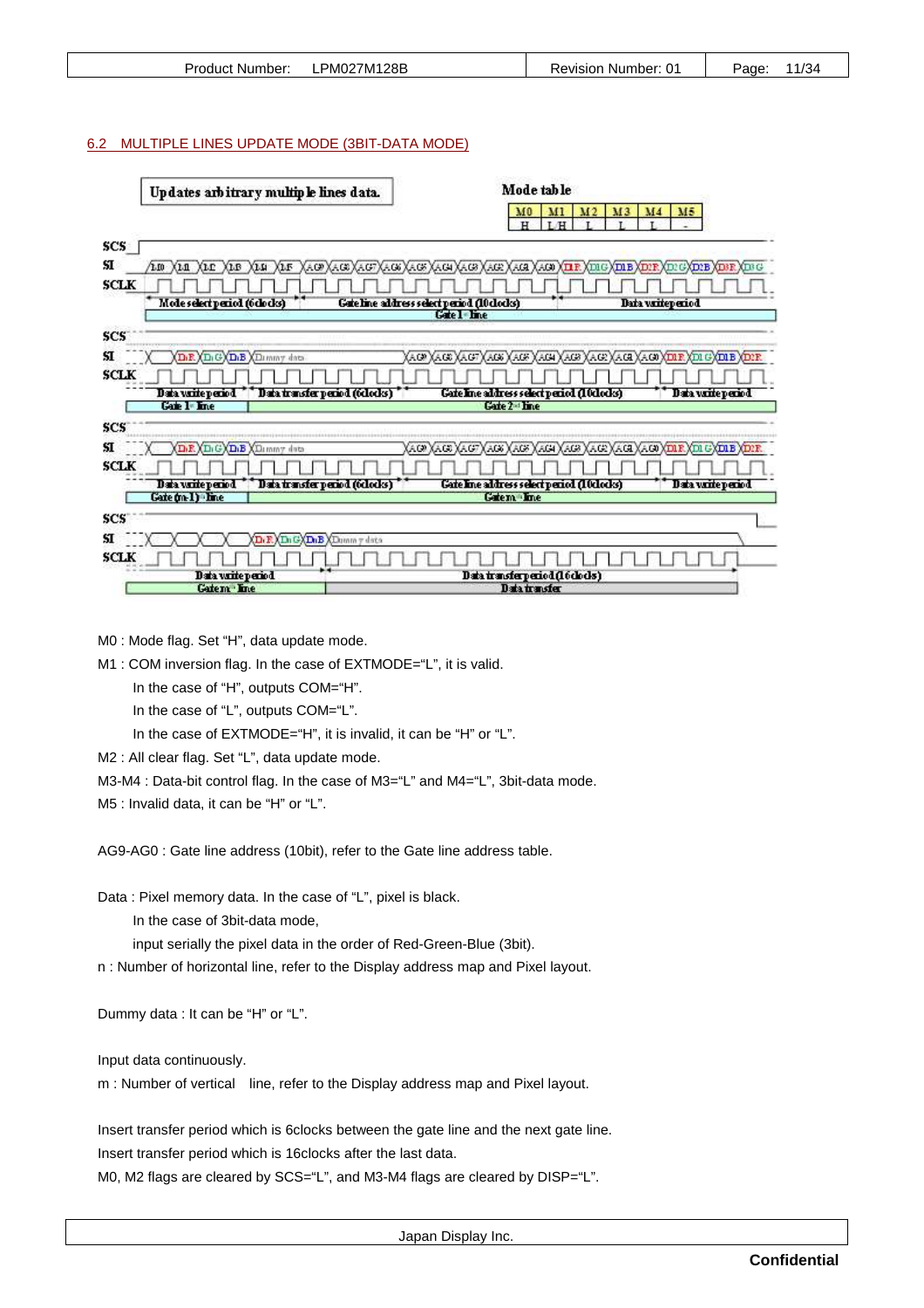## 6.2 MULTIPLE LINES UPDATE MODE (3BIT-DATA MODE)

Updates arbitrary multiple lines data.

Mode table

| M0 | M1 | M2 | M3 | M4 | M5 |
|---|---|---|---|---|---|
| H | L H | L | L | L | - |

M0 : Mode flag. Set "H", data update mode.

M1 : COM inversion flag. In the case of EXTMODE="L", it is valid.

In the case of "H", outputs COM="H".

In the case of "L", outputs COM="L".

In the case of EXTMODE="H", it is invalid, it can be "H" or "L".

M2 : All clear flag. Set "L", data update mode.

M3-M4 : Data-bit control flag. In the case of M3="L" and M4="L", 3bit-data mode.

M5 : Invalid data, it can be "H" or "L".

AG9-AG0 : Gate line address (10bit), refer to the Gate line address table.

Data : Pixel memory data. In the case of "L", pixel is black.

In the case of 3bit-data mode,

input serially the pixel data in the order of Red-Green-Blue (3bit).

n : Number of horizontal line, refer to the Display address map and Pixel layout.

Dummy data : It can be "H" or "L".

Input data continuously.

m : Number of vertical line, refer to the Display address map and Pixel layout.

Insert transfer period which is 6clocks between the gate line and the next gate line.

Insert transfer period which is 16clocks after the last data.

M0, M2 flags are cleared by SCS="L", and M3-M4 flags are cleared by DISP="L".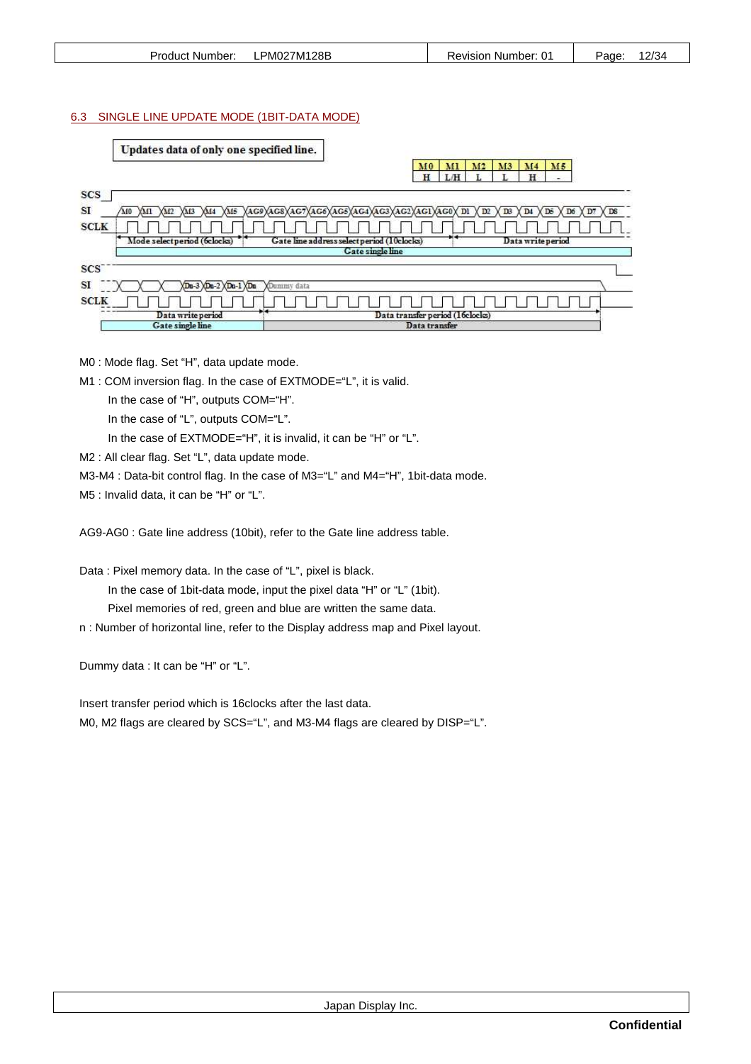## 6.3 SINGLE LINE UPDATE MODE (1BIT-DATA MODE)

**Updates data of only one specified line.**

| M0 | M1 | M2 | M3 | M4 | M5 |
|---|---|---|---|---|---|
| H | L/H | L | L | H | - |

SCS

SI: M0 M1 M2 M3 M4 M5 AG9 AG8 AG7 AG6 AG5 AG4 AG3 AG2 AG1 AG0 D1 D2 D3 D4 D5 D6 D7 D8

SCLK

Mode select period (6clocks) | Gate line address select period (10clocks) | Data write period

Gate single line

SCS

SI: Dn-3 Dn-2 Dn-1 Dn Dummy data

SCLK

Data write period | Data transfer period (16clocks)

Gate single line | Data transfer

M0 : Mode flag. Set "H", data update mode.

M1 : COM inversion flag. In the case of EXTMODE="L", it is valid.

In the case of "H", outputs COM="H".

In the case of "L", outputs COM="L".

In the case of EXTMODE="H", it is invalid, it can be "H" or "L".

M2 : All clear flag. Set "L", data update mode.

M3-M4 : Data-bit control flag. In the case of M3="L" and M4="H", 1bit-data mode.

M5 : Invalid data, it can be "H" or "L".

AG9-AG0 : Gate line address (10bit), refer to the Gate line address table.

Data : Pixel memory data. In the case of "L", pixel is black.

In the case of 1bit-data mode, input the pixel data "H" or "L" (1bit).

Pixel memories of red, green and blue are written the same data.

n : Number of horizontal line, refer to the Display address map and Pixel layout.

Dummy data : It can be "H" or "L".

Insert transfer period which is 16clocks after the last data.

M0, M2 flags are cleared by SCS="L", and M3-M4 flags are cleared by DISP="L".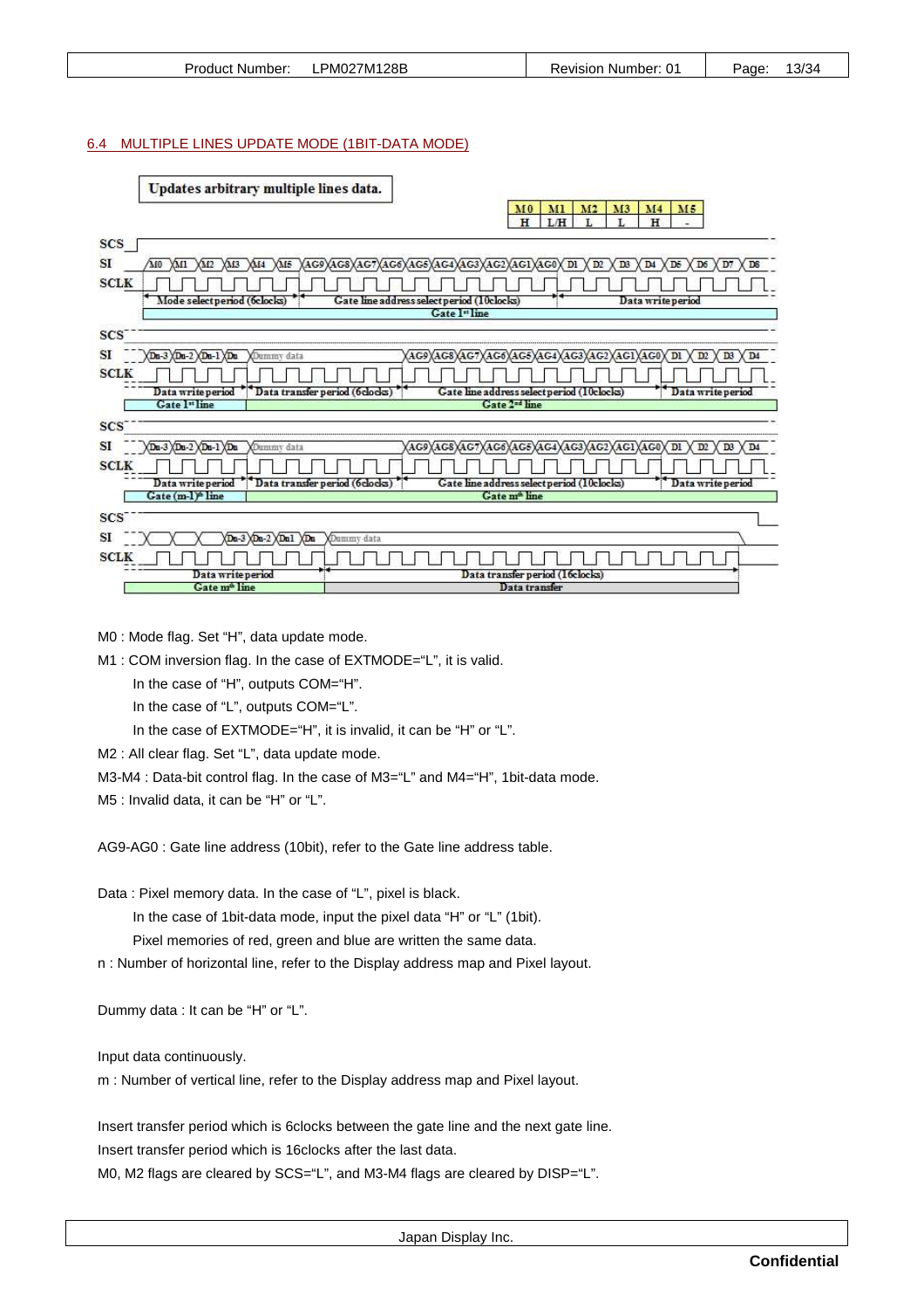## 6.4 MULTIPLE LINES UPDATE MODE (1BIT-DATA MODE)

Updates arbitrary multiple lines data.

| M0 | M1 | M2 | M3 | M4 | M5 |
|---|---|---|---|---|---|
| H | L/H | L | L | H | - |

M0 : Mode flag. Set "H", data update mode.

M1 : COM inversion flag. In the case of EXTMODE="L", it is valid.

In the case of "H", outputs COM="H".

In the case of "L", outputs COM="L".

In the case of EXTMODE="H", it is invalid, it can be "H" or "L".

M2 : All clear flag. Set "L", data update mode.

M3-M4 : Data-bit control flag. In the case of M3="L" and M4="H", 1bit-data mode.

M5 : Invalid data, it can be "H" or "L".

AG9-AG0 : Gate line address (10bit), refer to the Gate line address table.

Data : Pixel memory data. In the case of "L", pixel is black.

In the case of 1bit-data mode, input the pixel data "H" or "L" (1bit).

Pixel memories of red, green and blue are written the same data.

n : Number of horizontal line, refer to the Display address map and Pixel layout.

Dummy data : It can be "H" or "L".

Input data continuously.

m : Number of vertical line, refer to the Display address map and Pixel layout.

Insert transfer period which is 6clocks between the gate line and the next gate line.

Insert transfer period which is 16clocks after the last data.

M0, M2 flags are cleared by SCS="L", and M3-M4 flags are cleared by DISP="L".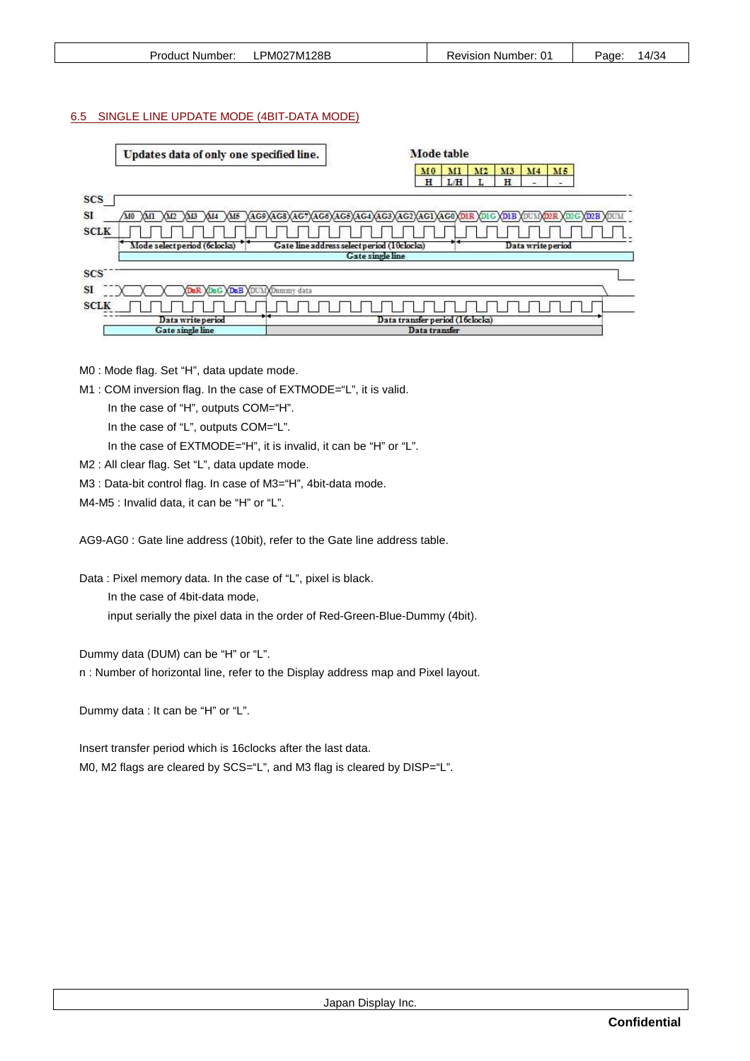## 6.5 SINGLE LINE UPDATE MODE (4BIT-DATA MODE)

Updates data of only one specified line.

Mode table

| M0 | M1 | M2 | M3 | M4 | M5 |
|---|---|---|---|---|---|
| H | L/H | L | H | - | - |

SCS

SI: M0 M1 M2 M3 M4 M5 AG9 AG8 AG7 AG6 AG5 AG4 AG3 AG2 AG1 AG0 D1R D1G D1B DUM D2R D2G D2B DUM

SCLK

Mode select period (6clocks) | Gate line address select period (10clocks) | Data write period

Gate single line

SCS

SI: DnR DnG DnB DUM Dummy data

SCLK

Data write period | Data transfer period (16clocks)

Gate single line | Data transfer

M0 : Mode flag. Set "H", data update mode.

M1 : COM inversion flag. In the case of EXTMODE="L", it is valid.

In the case of "H", outputs COM="H".

In the case of "L", outputs COM="L".

In the case of EXTMODE="H", it is invalid, it can be "H" or "L".

M2 : All clear flag. Set "L", data update mode.

M3 : Data-bit control flag. In case of M3="H", 4bit-data mode.

M4-M5 : Invalid data, it can be "H" or "L".

AG9-AG0 : Gate line address (10bit), refer to the Gate line address table.

Data : Pixel memory data. In the case of "L", pixel is black.

In the case of 4bit-data mode,

input serially the pixel data in the order of Red-Green-Blue-Dummy (4bit).

Dummy data (DUM) can be "H" or "L".

n : Number of horizontal line, refer to the Display address map and Pixel layout.

Dummy data : It can be "H" or "L".

Insert transfer period which is 16clocks after the last data.

M0, M2 flags are cleared by SCS="L", and M3 flag is cleared by DISP="L".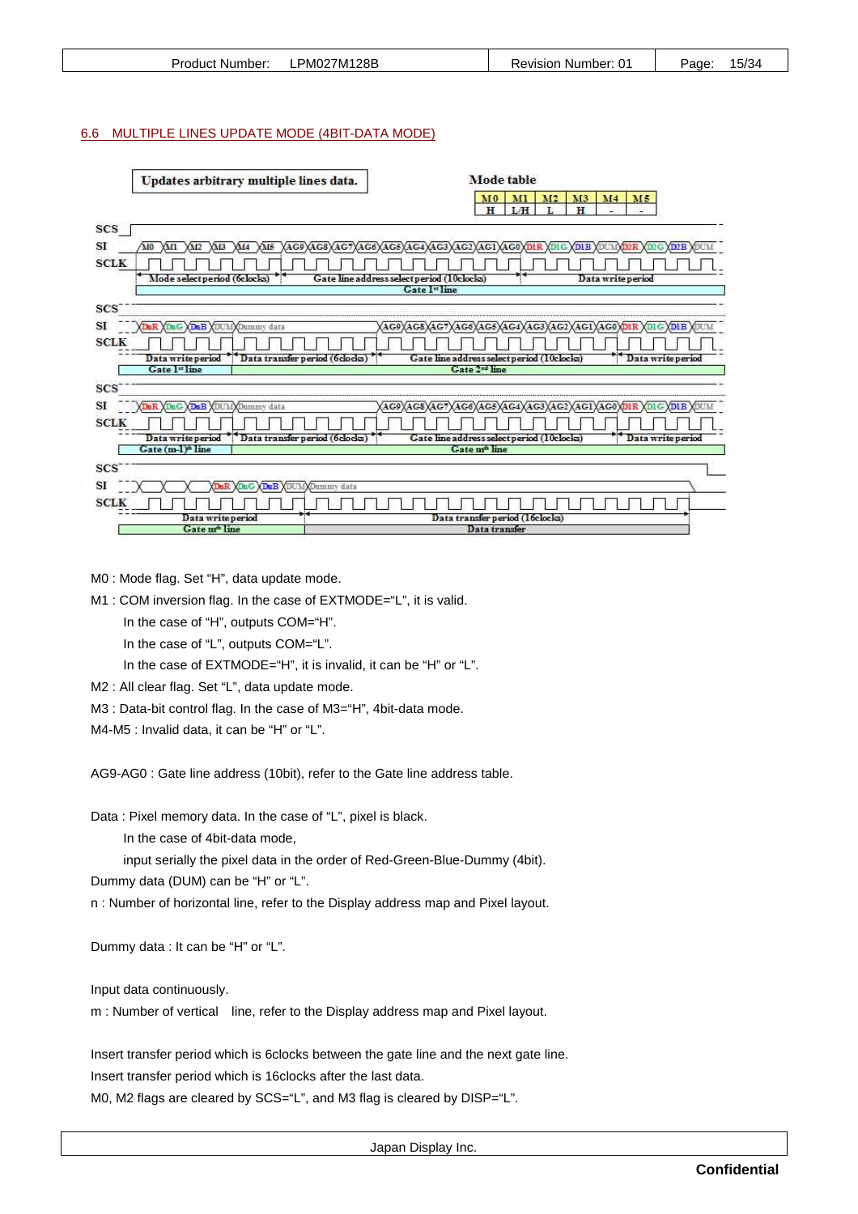## 6.6 MULTIPLE LINES UPDATE MODE (4BIT-DATA MODE)

Updates arbitrary multiple lines data.

Mode table

| M0 | M1 | M2 | M3 | M4 | M5 |
|---|---|---|---|---|---|
| H | L/H | L | H | - | - |

M0 : Mode flag. Set “H”, data update mode.

M1 : COM inversion flag. In the case of EXTMODE=“L”, it is valid.

In the case of “H”, outputs COM=“H”.

In the case of “L”, outputs COM=“L”.

In the case of EXTMODE=“H”, it is invalid, it can be “H” or “L”.

M2 : All clear flag. Set “L”, data update mode.

M3 : Data-bit control flag. In the case of M3=“H”, 4bit-data mode.

M4-M5 : Invalid data, it can be “H” or “L”.

AG9-AG0 : Gate line address (10bit), refer to the Gate line address table.

Data : Pixel memory data. In the case of “L”, pixel is black.

In the case of 4bit-data mode,

input serially the pixel data in the order of Red-Green-Blue-Dummy (4bit).

Dummy data (DUM) can be “H” or “L”.

n : Number of horizontal line, refer to the Display address map and Pixel layout.

Dummy data : It can be “H” or “L”.

Input data continuously.

m : Number of vertical line, refer to the Display address map and Pixel layout.

Insert transfer period which is 6clocks between the gate line and the next gate line.

Insert transfer period which is 16clocks after the last data.

M0, M2 flags are cleared by SCS=“L”, and M3 flag is cleared by DISP=“L”.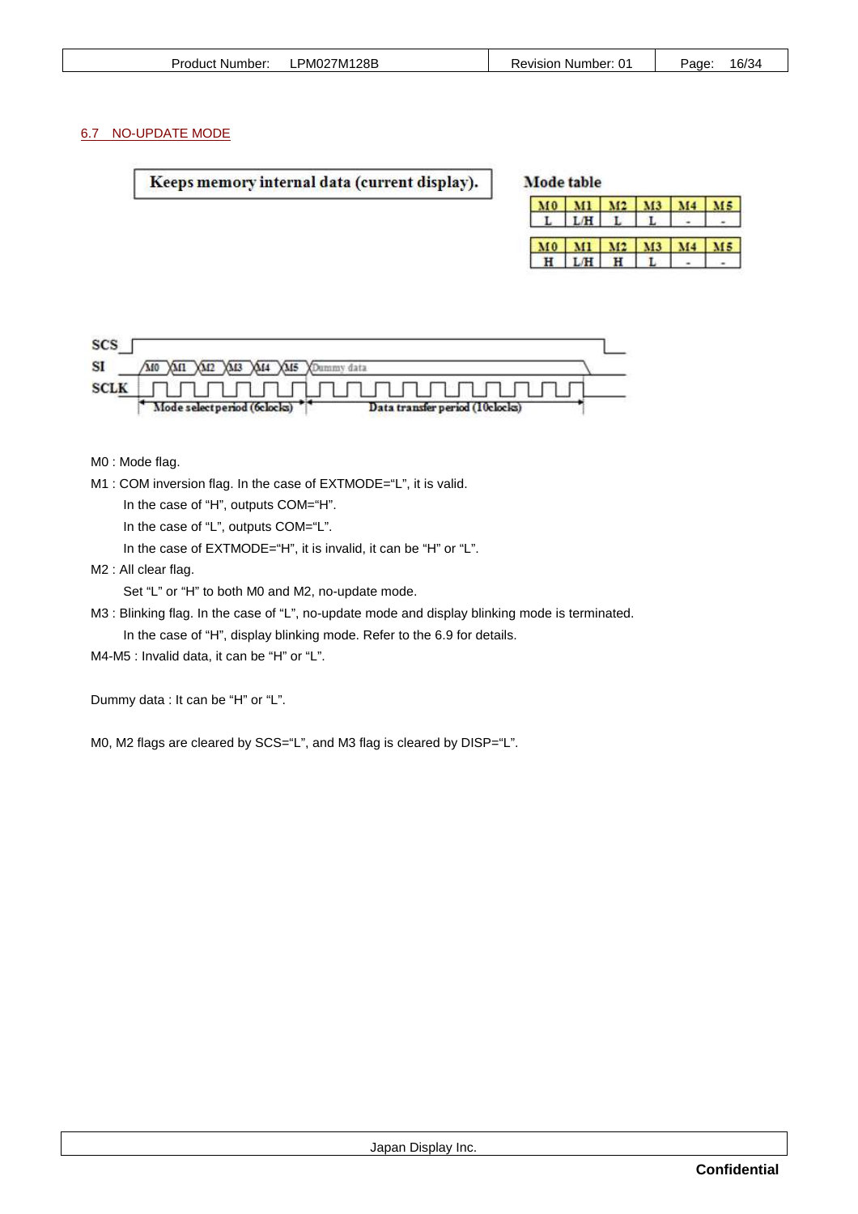## 6.7 NO-UPDATE MODE

**Keeps memory internal data (current display).**

**Mode table**

| M0 | M1 | M2 | M3 | M4 | M5 |
|---|---|---|---|---|---|
| L | L/H | L | L | - | - |

| M0 | M1 | M2 | M3 | M4 | M5 |
|---|---|---|---|---|---|
| H | L/H | H | L | - | - |

SCS
SI: M0, M1, M2, M3, M4, M5, Dummy data
SCLK
Mode select period (6clocks) | Data transfer period (10clocks)

M0 : Mode flag.

M1 : COM inversion flag. In the case of EXTMODE="L", it is valid.
In the case of "H", outputs COM="H".
In the case of "L", outputs COM="L".
In the case of EXTMODE="H", it is invalid, it can be "H" or "L".

M2 : All clear flag.
Set "L" or "H" to both M0 and M2, no-update mode.

M3 : Blinking flag. In the case of "L", no-update mode and display blinking mode is terminated.
In the case of "H", display blinking mode. Refer to the 6.9 for details.

M4-M5 : Invalid data, it can be "H" or "L".

Dummy data : It can be "H" or "L".

M0, M2 flags are cleared by SCS="L", and M3 flag is cleared by DISP="L".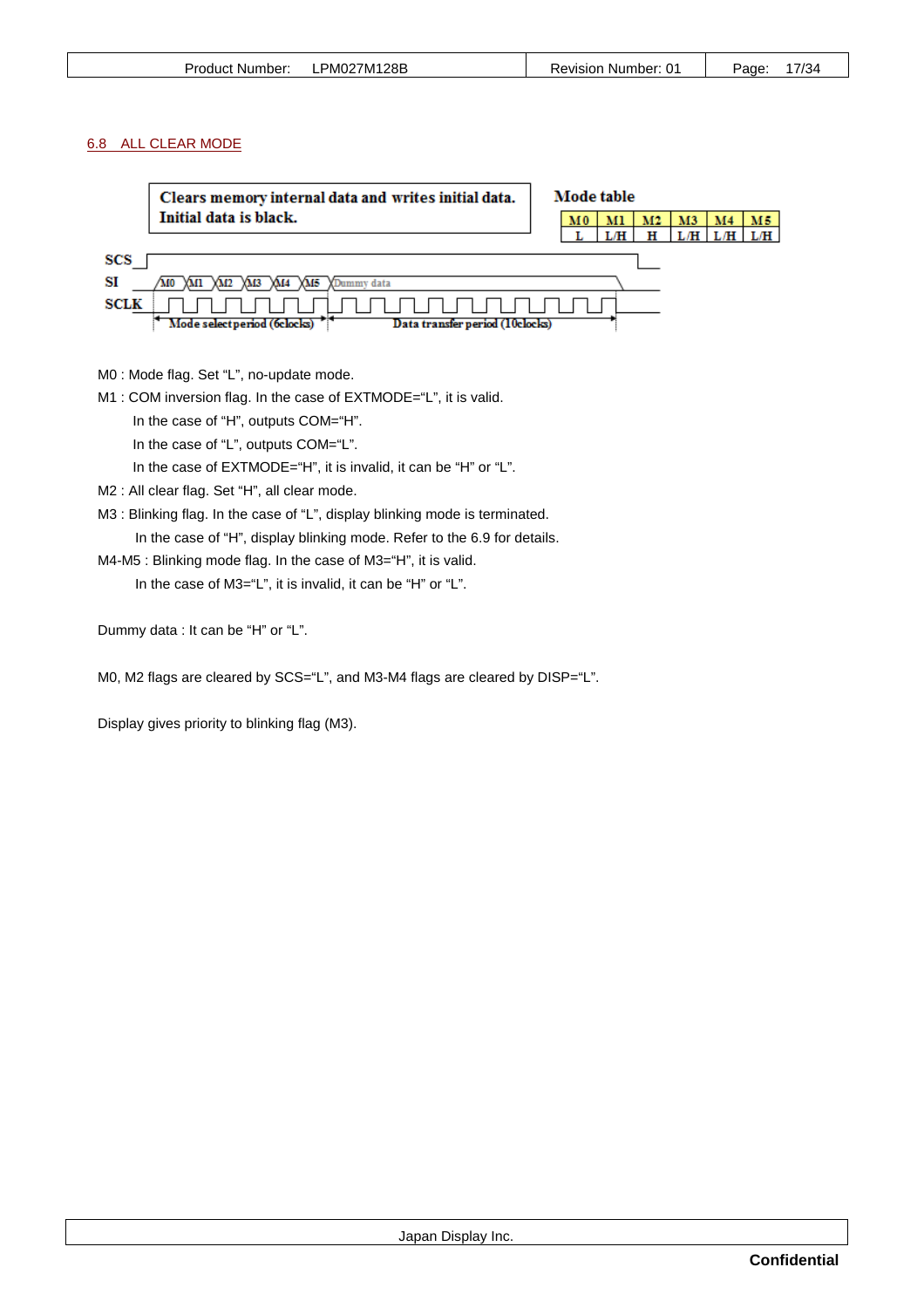## 6.8 ALL CLEAR MODE

**Clears memory internal data and writes initial data.**
**Initial data is black.**

**Mode table**

| M0 | M1 | M2 | M3 | M4 | M5 |
|---|---|---|---|---|---|
| L | L/H | H | L/H | L/H | L/H |

SCS
SI: M0 M1 M2 M3 M4 M5 Dummy data
SCLK
Mode select period (6clocks) | Data transfer period (10clocks)

M0 : Mode flag. Set “L”, no-update mode.

M1 : COM inversion flag. In the case of EXTMODE=“L”, it is valid.
In the case of “H”, outputs COM=“H”.
In the case of “L”, outputs COM=“L”.
In the case of EXTMODE=“H”, it is invalid, it can be “H” or “L”.

M2 : All clear flag. Set “H”, all clear mode.

M3 : Blinking flag. In the case of “L”, display blinking mode is terminated.
In the case of “H”, display blinking mode. Refer to the 6.9 for details.

M4-M5 : Blinking mode flag. In the case of M3=“H”, it is valid.
In the case of M3=“L”, it is invalid, it can be “H” or “L”.

Dummy data : It can be “H” or “L”.

M0, M2 flags are cleared by SCS=“L”, and M3-M4 flags are cleared by DISP=“L”.

Display gives priority to blinking flag (M3).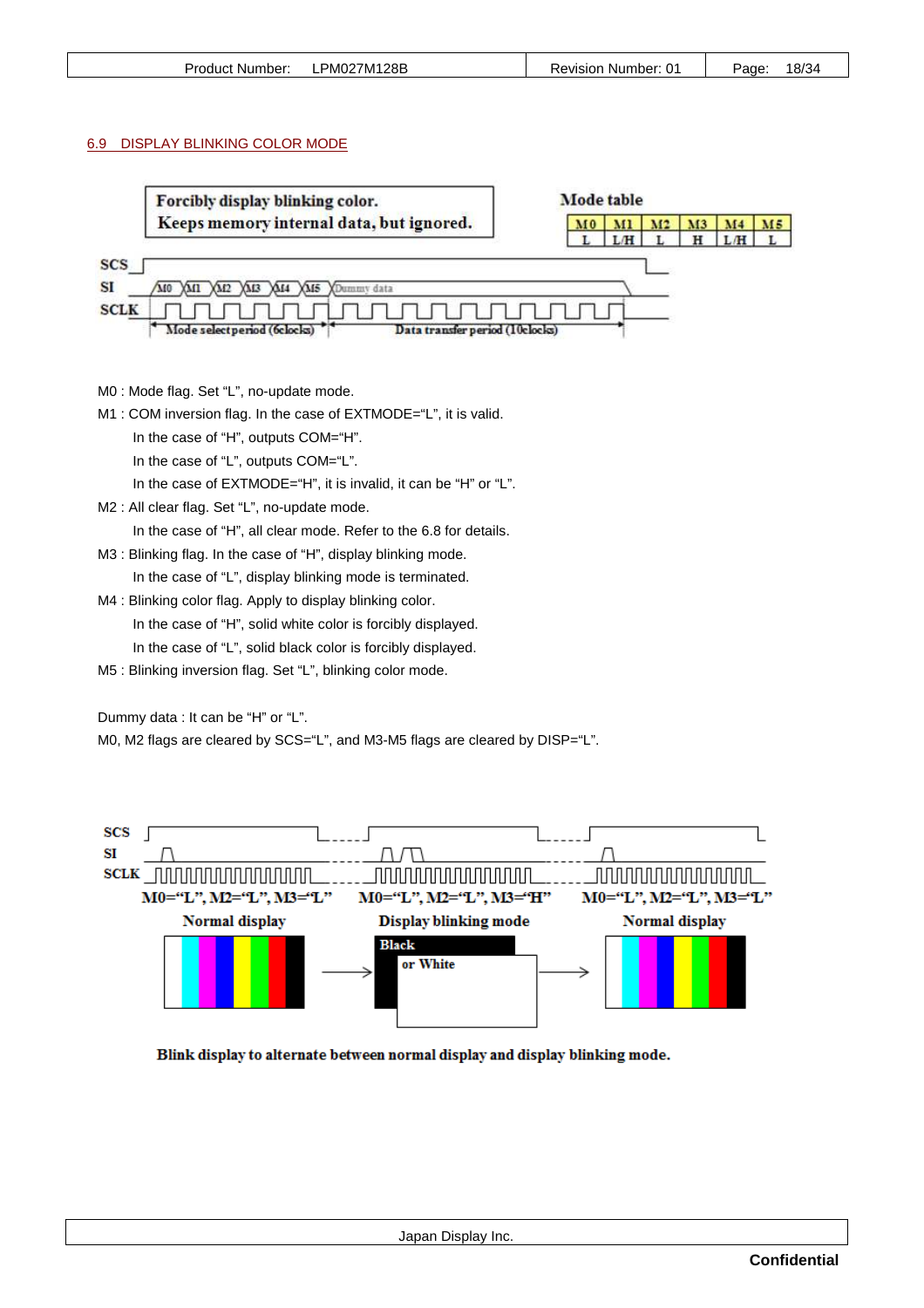## 6.9 DISPLAY BLINKING COLOR MODE

Forcibly display blinking color.
Keeps memory internal data, but ignored.

Mode table

| M0 | M1 | M2 | M3 | M4 | M5 |
|---|---|---|---|---|---|
| L | L/H | L | H | L/H | L |

SCS
SI: M0 M1 M2 M3 M4 M5 Dummy data
SCLK
Mode select period (6clocks) — Data transfer period (10clocks)

M0 : Mode flag. Set "L", no-update mode.

M1 : COM inversion flag. In the case of EXTMODE="L", it is valid.
  In the case of "H", outputs COM="H".
  In the case of "L", outputs COM="L".
  In the case of EXTMODE="H", it is invalid, it can be "H" or "L".

M2 : All clear flag. Set "L", no-update mode.
  In the case of "H", all clear mode. Refer to the 6.8 for details.

M3 : Blinking flag. In the case of "H", display blinking mode.
  In the case of "L", display blinking mode is terminated.

M4 : Blinking color flag. Apply to display blinking color.
  In the case of "H", solid white color is forcibly displayed.
  In the case of "L", solid black color is forcibly displayed.

M5 : Blinking inversion flag. Set "L", blinking color mode.

Dummy data : It can be "H" or "L".

M0, M2 flags are cleared by SCS="L", and M3-M5 flags are cleared by DISP="L".

SCS / SI / SCLK

M0="L", M2="L", M3="L" — Normal display
M0="L", M2="L", M3="H" — Display blinking mode (Black or White)
M0="L", M2="L", M3="L" — Normal display

Blink display to alternate between normal display and display blinking mode.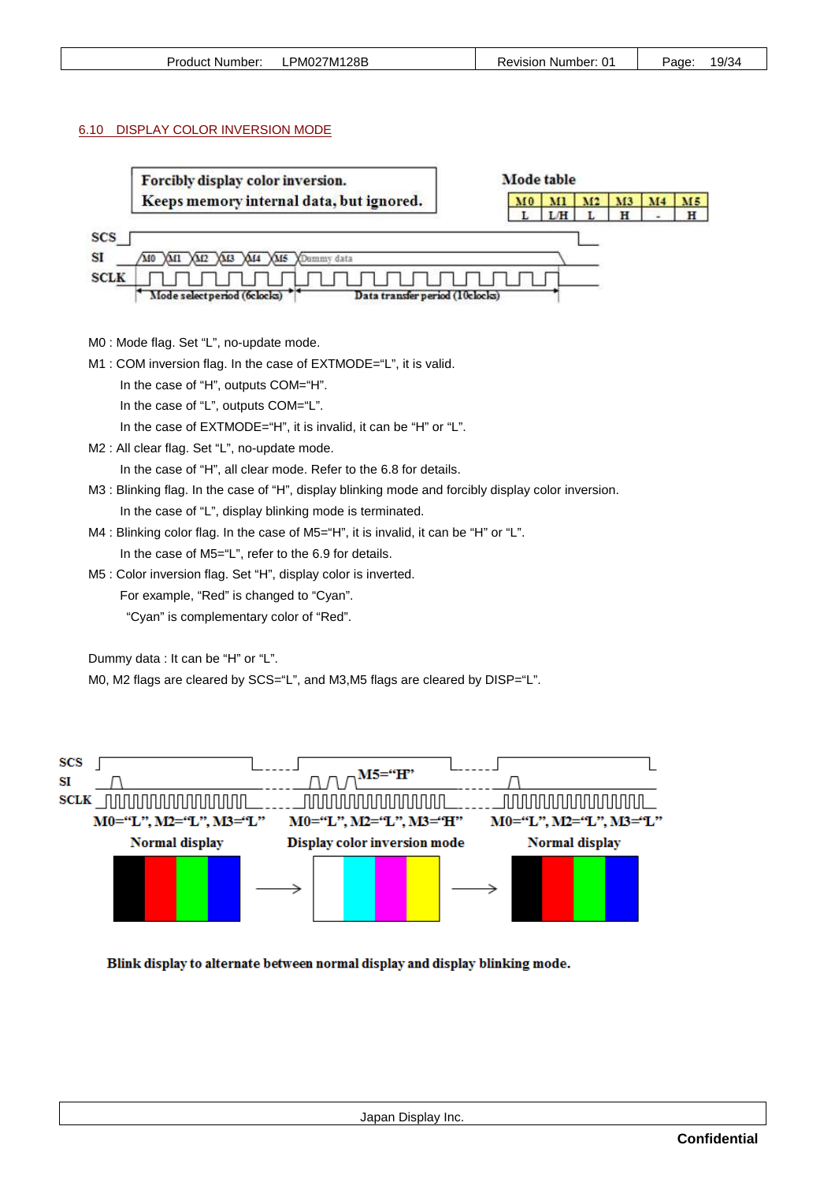## 6.10 DISPLAY COLOR INVERSION MODE

Forcibly display color inversion.
Keeps memory internal data, but ignored.

Mode table

| M0 | M1 | M2 | M3 | M4 | M5 |
|---|---|---|---|---|---|
| L | L/H | L | H | - | H |

SCS
SI: M0 M1 M2 M3 M4 M5 Dummy data
SCLK
Mode select period (6clocks) | Data transfer period (10clocks)

M0 : Mode flag. Set "L", no-update mode.

M1 : COM inversion flag. In the case of EXTMODE="L", it is valid.
In the case of "H", outputs COM="H".
In the case of "L", outputs COM="L".
In the case of EXTMODE="H", it is invalid, it can be "H" or "L".

M2 : All clear flag. Set "L", no-update mode.
In the case of "H", all clear mode. Refer to the 6.8 for details.

M3 : Blinking flag. In the case of "H", display blinking mode and forcibly display color inversion.
In the case of "L", display blinking mode is terminated.

M4 : Blinking color flag. In the case of M5="H", it is invalid, it can be "H" or "L".
In the case of M5="L", refer to the 6.9 for details.

M5 : Color inversion flag. Set "H", display color is inverted.
For example, "Red" is changed to "Cyan".
"Cyan" is complementary color of "Red".

Dummy data : It can be "H" or "L".

M0, M2 flags are cleared by SCS="L", and M3,M5 flags are cleared by DISP="L".

SCS
SI: M5="H"
SCLK

M0="L", M2="L", M3="L" — Normal display → M0="L", M2="L", M3="H" — Display color inversion mode → M0="L", M2="L", M3="L" — Normal display

**Blink display to alternate between normal display and display blinking mode.**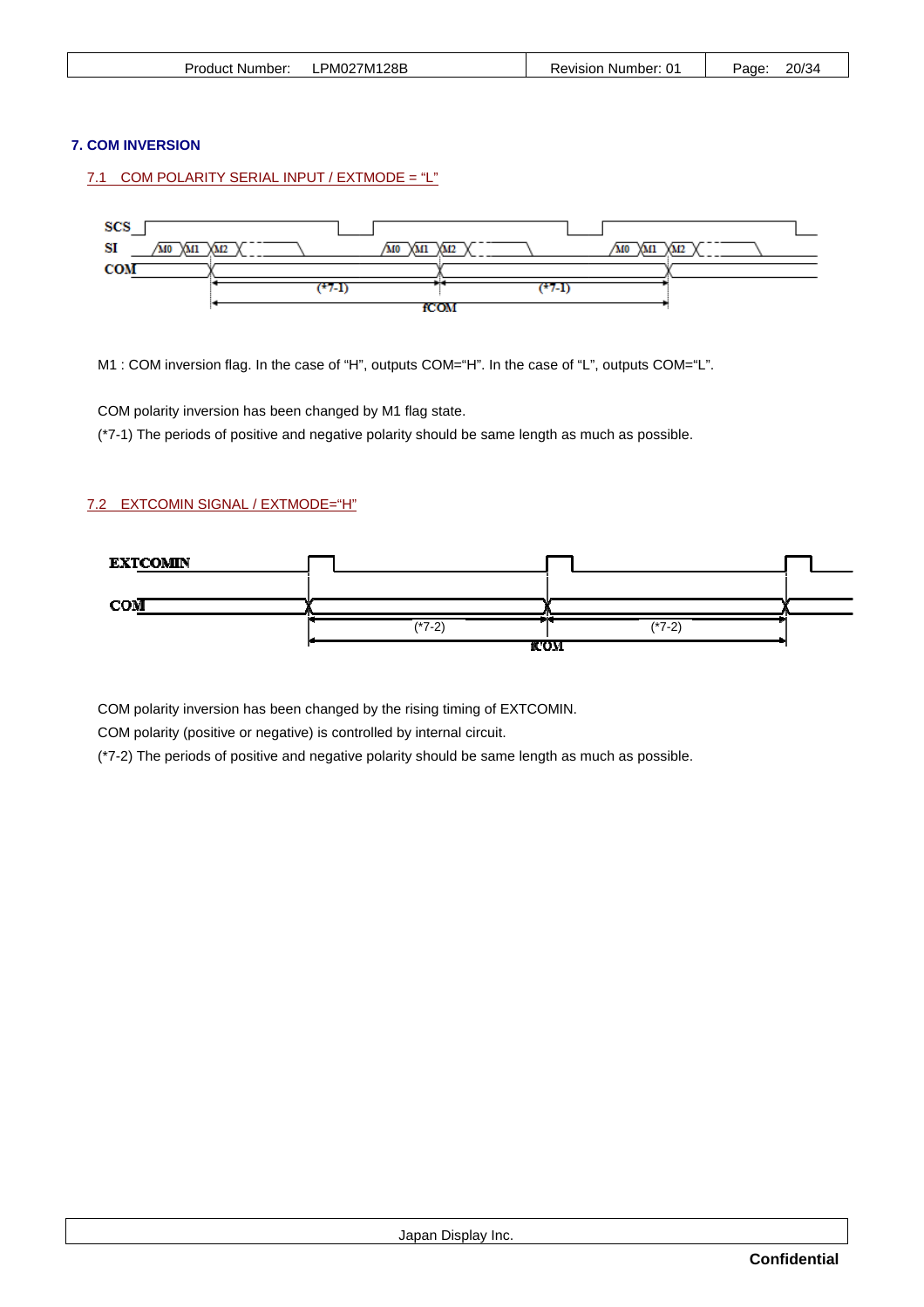## 7. COM INVERSION

### 7.1 COM POLARITY SERIAL INPUT / EXTMODE = "L"

M1 : COM inversion flag. In the case of "H", outputs COM="H". In the case of "L", outputs COM="L".

COM polarity inversion has been changed by M1 flag state.

(*7-1) The periods of positive and negative polarity should be same length as much as possible.

### 7.2 EXTCOMIN SIGNAL / EXTMODE="H"

COM polarity inversion has been changed by the rising timing of EXTCOMIN.

COM polarity (positive or negative) is controlled by internal circuit.

(*7-2) The periods of positive and negative polarity should be same length as much as possible.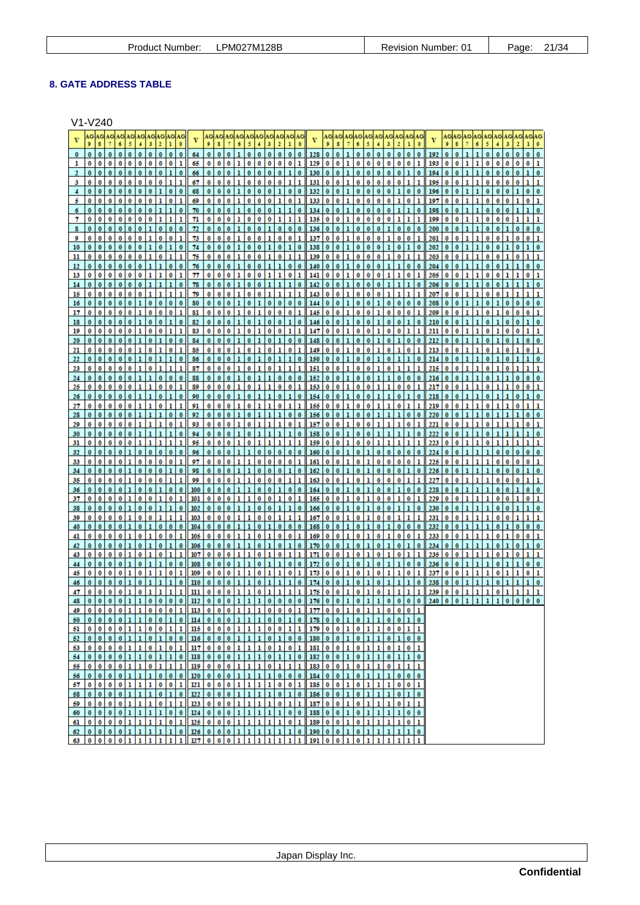## 8. GATE ADDRESS TABLE

V1-V240

| V | AG9 | AG8 | AG7 | AG6 | AG5 | AG4 | AG3 | AG2 | AG1 | AG0 | V | AG9 | AG8 | AG7 | AG6 | AG5 | AG4 | AG3 | AG2 | AG1 | AG0 | V | AG9 | AG8 | AG7 | AG6 | AG5 | AG4 | AG3 | AG2 | AG1 | AG0 | V | AG9 | AG8 | AG7 | AG6 | AG5 | AG4 | AG3 | AG2 | AG1 | AG0 |
|---|---|---|---|---|---|---|---|---|---|---|---|---|---|---|---|---|---|---|---|---|---|---|---|---|---|---|---|---|---|---|---|---|---|---|---|---|---|---|---|---|---|---|---|
| 0 | 0 | 0 | 0 | 0 | 0 | 0 | 0 | 0 | 0 | 0 | 64 | 0 | 0 | 0 | 1 | 0 | 0 | 0 | 0 | 0 | 0 | 128 | 0 | 0 | 1 | 0 | 0 | 0 | 0 | 0 | 0 | 0 | 192 | 0 | 0 | 1 | 1 | 0 | 0 | 0 | 0 | 0 | 0 |
| 1 | 0 | 0 | 0 | 0 | 0 | 0 | 0 | 0 | 0 | 1 | 65 | 0 | 0 | 0 | 1 | 0 | 0 | 0 | 0 | 0 | 1 | 129 | 0 | 0 | 1 | 0 | 0 | 0 | 0 | 0 | 0 | 1 | 193 | 0 | 0 | 1 | 1 | 0 | 0 | 0 | 0 | 0 | 1 |
| 2 | 0 | 0 | 0 | 0 | 0 | 0 | 0 | 0 | 1 | 0 | 66 | 0 | 0 | 0 | 1 | 0 | 0 | 0 | 0 | 1 | 0 | 130 | 0 | 0 | 1 | 0 | 0 | 0 | 0 | 0 | 1 | 0 | 194 | 0 | 0 | 1 | 1 | 0 | 0 | 0 | 0 | 1 | 0 |
| 3 | 0 | 0 | 0 | 0 | 0 | 0 | 0 | 0 | 1 | 1 | 67 | 0 | 0 | 0 | 1 | 0 | 0 | 0 | 0 | 1 | 1 | 131 | 0 | 0 | 1 | 0 | 0 | 0 | 0 | 0 | 1 | 1 | 195 | 0 | 0 | 1 | 1 | 0 | 0 | 0 | 0 | 1 | 1 |
| 4 | 0 | 0 | 0 | 0 | 0 | 0 | 0 | 1 | 0 | 0 | 68 | 0 | 0 | 0 | 1 | 0 | 0 | 0 | 1 | 0 | 0 | 132 | 0 | 0 | 1 | 0 | 0 | 0 | 0 | 1 | 0 | 0 | 196 | 0 | 0 | 1 | 1 | 0 | 0 | 0 | 1 | 0 | 0 |
| 5 | 0 | 0 | 0 | 0 | 0 | 0 | 0 | 1 | 0 | 1 | 69 | 0 | 0 | 0 | 1 | 0 | 0 | 0 | 1 | 0 | 1 | 133 | 0 | 0 | 1 | 0 | 0 | 0 | 0 | 1 | 0 | 1 | 197 | 0 | 0 | 1 | 1 | 0 | 0 | 0 | 1 | 0 | 1 |
| 6 | 0 | 0 | 0 | 0 | 0 | 0 | 0 | 1 | 1 | 0 | 70 | 0 | 0 | 0 | 1 | 0 | 0 | 0 | 1 | 1 | 0 | 134 | 0 | 0 | 1 | 0 | 0 | 0 | 0 | 1 | 1 | 0 | 198 | 0 | 0 | 1 | 1 | 0 | 0 | 0 | 1 | 1 | 0 |
| 7 | 0 | 0 | 0 | 0 | 0 | 0 | 0 | 1 | 1 | 1 | 71 | 0 | 0 | 0 | 1 | 0 | 0 | 0 | 1 | 1 | 1 | 135 | 0 | 0 | 1 | 0 | 0 | 0 | 0 | 1 | 1 | 1 | 199 | 0 | 0 | 1 | 1 | 0 | 0 | 0 | 1 | 1 | 1 |
| 8 | 0 | 0 | 0 | 0 | 0 | 0 | 1 | 0 | 0 | 0 | 72 | 0 | 0 | 0 | 1 | 0 | 0 | 1 | 0 | 0 | 0 | 136 | 0 | 0 | 1 | 0 | 0 | 0 | 1 | 0 | 0 | 0 | 200 | 0 | 0 | 1 | 1 | 0 | 0 | 1 | 0 | 0 | 0 |
| 9 | 0 | 0 | 0 | 0 | 0 | 0 | 1 | 0 | 0 | 1 | 73 | 0 | 0 | 0 | 1 | 0 | 0 | 1 | 0 | 0 | 1 | 137 | 0 | 0 | 1 | 0 | 0 | 0 | 1 | 0 | 0 | 1 | 201 | 0 | 0 | 1 | 1 | 0 | 0 | 1 | 0 | 0 | 1 |
| 10 | 0 | 0 | 0 | 0 | 0 | 0 | 1 | 0 | 1 | 0 | 74 | 0 | 0 | 0 | 1 | 0 | 0 | 1 | 0 | 1 | 0 | 138 | 0 | 0 | 1 | 0 | 0 | 0 | 1 | 0 | 1 | 0 | 202 | 0 | 0 | 1 | 1 | 0 | 0 | 1 | 0 | 1 | 0 |
| 11 | 0 | 0 | 0 | 0 | 0 | 0 | 1 | 0 | 1 | 1 | 75 | 0 | 0 | 0 | 1 | 0 | 0 | 1 | 0 | 1 | 1 | 139 | 0 | 0 | 1 | 0 | 0 | 0 | 1 | 0 | 1 | 1 | 203 | 0 | 0 | 1 | 1 | 0 | 0 | 1 | 0 | 1 | 1 |
| 12 | 0 | 0 | 0 | 0 | 0 | 0 | 1 | 1 | 0 | 0 | 76 | 0 | 0 | 0 | 1 | 0 | 0 | 1 | 1 | 0 | 0 | 140 | 0 | 0 | 1 | 0 | 0 | 0 | 1 | 1 | 0 | 0 | 204 | 0 | 0 | 1 | 1 | 0 | 0 | 1 | 1 | 0 | 0 |
| 13 | 0 | 0 | 0 | 0 | 0 | 0 | 1 | 1 | 0 | 1 | 77 | 0 | 0 | 0 | 1 | 0 | 0 | 1 | 1 | 0 | 1 | 141 | 0 | 0 | 1 | 0 | 0 | 0 | 1 | 1 | 0 | 1 | 205 | 0 | 0 | 1 | 1 | 0 | 0 | 1 | 1 | 0 | 1 |
| 14 | 0 | 0 | 0 | 0 | 0 | 0 | 1 | 1 | 1 | 0 | 78 | 0 | 0 | 0 | 1 | 0 | 0 | 1 | 1 | 1 | 0 | 142 | 0 | 0 | 1 | 0 | 0 | 0 | 1 | 1 | 1 | 0 | 206 | 0 | 0 | 1 | 1 | 0 | 0 | 1 | 1 | 1 | 0 |
| 15 | 0 | 0 | 0 | 0 | 0 | 0 | 1 | 1 | 1 | 1 | 79 | 0 | 0 | 0 | 1 | 0 | 0 | 1 | 1 | 1 | 1 | 143 | 0 | 0 | 1 | 0 | 0 | 0 | 1 | 1 | 1 | 1 | 207 | 0 | 0 | 1 | 1 | 0 | 0 | 1 | 1 | 1 | 1 |
| 16 | 0 | 0 | 0 | 0 | 0 | 1 | 0 | 0 | 0 | 0 | 80 | 0 | 0 | 0 | 1 | 0 | 1 | 0 | 0 | 0 | 0 | 144 | 0 | 0 | 1 | 0 | 0 | 1 | 0 | 0 | 0 | 0 | 208 | 0 | 0 | 1 | 1 | 0 | 1 | 0 | 0 | 0 | 0 |
| 17 | 0 | 0 | 0 | 0 | 0 | 1 | 0 | 0 | 0 | 1 | 81 | 0 | 0 | 0 | 1 | 0 | 1 | 0 | 0 | 0 | 1 | 145 | 0 | 0 | 1 | 0 | 0 | 1 | 0 | 0 | 0 | 1 | 209 | 0 | 0 | 1 | 1 | 0 | 1 | 0 | 0 | 0 | 1 |
| 18 | 0 | 0 | 0 | 0 | 0 | 1 | 0 | 0 | 1 | 0 | 82 | 0 | 0 | 0 | 1 | 0 | 1 | 0 | 0 | 1 | 0 | 146 | 0 | 0 | 1 | 0 | 0 | 1 | 0 | 0 | 1 | 0 | 210 | 0 | 0 | 1 | 1 | 0 | 1 | 0 | 0 | 1 | 0 |
| 19 | 0 | 0 | 0 | 0 | 0 | 1 | 0 | 0 | 1 | 1 | 83 | 0 | 0 | 0 | 1 | 0 | 1 | 0 | 0 | 1 | 1 | 147 | 0 | 0 | 1 | 0 | 0 | 1 | 0 | 0 | 1 | 1 | 211 | 0 | 0 | 1 | 1 | 0 | 1 | 0 | 0 | 1 | 1 |
| 20 | 0 | 0 | 0 | 0 | 0 | 1 | 0 | 1 | 0 | 0 | 84 | 0 | 0 | 0 | 1 | 0 | 1 | 0 | 1 | 0 | 0 | 148 | 0 | 0 | 1 | 0 | 0 | 1 | 0 | 1 | 0 | 0 | 212 | 0 | 0 | 1 | 1 | 0 | 1 | 0 | 1 | 0 | 0 |
| 21 | 0 | 0 | 0 | 0 | 0 | 1 | 0 | 1 | 0 | 1 | 85 | 0 | 0 | 0 | 1 | 0 | 1 | 0 | 1 | 0 | 1 | 149 | 0 | 0 | 1 | 0 | 0 | 1 | 0 | 1 | 0 | 1 | 213 | 0 | 0 | 1 | 1 | 0 | 1 | 0 | 1 | 0 | 1 |
| 22 | 0 | 0 | 0 | 0 | 0 | 1 | 0 | 1 | 1 | 0 | 86 | 0 | 0 | 0 | 1 | 0 | 1 | 0 | 1 | 1 | 0 | 150 | 0 | 0 | 1 | 0 | 0 | 1 | 0 | 1 | 1 | 0 | 214 | 0 | 0 | 1 | 1 | 0 | 1 | 0 | 1 | 1 | 0 |
| 23 | 0 | 0 | 0 | 0 | 0 | 1 | 0 | 1 | 1 | 1 | 87 | 0 | 0 | 0 | 1 | 0 | 1 | 0 | 1 | 1 | 1 | 151 | 0 | 0 | 1 | 0 | 0 | 1 | 0 | 1 | 1 | 1 | 215 | 0 | 0 | 1 | 1 | 0 | 1 | 0 | 1 | 1 | 1 |
| 24 | 0 | 0 | 0 | 0 | 0 | 1 | 1 | 0 | 0 | 0 | 88 | 0 | 0 | 0 | 1 | 0 | 1 | 1 | 0 | 0 | 0 | 152 | 0 | 0 | 1 | 0 | 0 | 1 | 1 | 0 | 0 | 0 | 216 | 0 | 0 | 1 | 1 | 0 | 1 | 1 | 0 | 0 | 0 |
| 25 | 0 | 0 | 0 | 0 | 0 | 1 | 1 | 0 | 0 | 1 | 89 | 0 | 0 | 0 | 1 | 0 | 1 | 1 | 0 | 0 | 1 | 153 | 0 | 0 | 1 | 0 | 0 | 1 | 1 | 0 | 0 | 1 | 217 | 0 | 0 | 1 | 1 | 0 | 1 | 1 | 0 | 0 | 1 |
| 26 | 0 | 0 | 0 | 0 | 0 | 1 | 1 | 0 | 1 | 0 | 90 | 0 | 0 | 0 | 1 | 0 | 1 | 1 | 0 | 1 | 0 | 154 | 0 | 0 | 1 | 0 | 0 | 1 | 1 | 0 | 1 | 0 | 218 | 0 | 0 | 1 | 1 | 0 | 1 | 1 | 0 | 1 | 0 |
| 27 | 0 | 0 | 0 | 0 | 0 | 1 | 1 | 0 | 1 | 1 | 91 | 0 | 0 | 0 | 1 | 0 | 1 | 1 | 0 | 1 | 1 | 155 | 0 | 0 | 1 | 0 | 0 | 1 | 1 | 0 | 1 | 1 | 219 | 0 | 0 | 1 | 1 | 0 | 1 | 1 | 0 | 1 | 1 |
| 28 | 0 | 0 | 0 | 0 | 0 | 1 | 1 | 1 | 0 | 0 | 92 | 0 | 0 | 0 | 1 | 0 | 1 | 1 | 1 | 0 | 0 | 156 | 0 | 0 | 1 | 0 | 0 | 1 | 1 | 1 | 0 | 0 | 220 | 0 | 0 | 1 | 1 | 0 | 1 | 1 | 1 | 0 | 0 |
| 29 | 0 | 0 | 0 | 0 | 0 | 1 | 1 | 1 | 0 | 1 | 93 | 0 | 0 | 0 | 1 | 0 | 1 | 1 | 1 | 0 | 1 | 157 | 0 | 0 | 1 | 0 | 0 | 1 | 1 | 1 | 0 | 1 | 221 | 0 | 0 | 1 | 1 | 0 | 1 | 1 | 1 | 0 | 1 |
| 30 | 0 | 0 | 0 | 0 | 0 | 1 | 1 | 1 | 1 | 0 | 94 | 0 | 0 | 0 | 1 | 0 | 1 | 1 | 1 | 1 | 0 | 158 | 0 | 0 | 1 | 0 | 0 | 1 | 1 | 1 | 1 | 0 | 222 | 0 | 0 | 1 | 1 | 0 | 1 | 1 | 1 | 1 | 0 |
| 31 | 0 | 0 | 0 | 0 | 0 | 1 | 1 | 1 | 1 | 1 | 95 | 0 | 0 | 0 | 1 | 0 | 1 | 1 | 1 | 1 | 1 | 159 | 0 | 0 | 1 | 0 | 0 | 1 | 1 | 1 | 1 | 1 | 223 | 0 | 0 | 1 | 1 | 0 | 1 | 1 | 1 | 1 | 1 |
| 32 | 0 | 0 | 0 | 0 | 1 | 0 | 0 | 0 | 0 | 0 | 96 | 0 | 0 | 0 | 1 | 1 | 0 | 0 | 0 | 0 | 0 | 160 | 0 | 0 | 1 | 0 | 1 | 0 | 0 | 0 | 0 | 0 | 224 | 0 | 0 | 1 | 1 | 1 | 0 | 0 | 0 | 0 | 0 |
| 33 | 0 | 0 | 0 | 0 | 1 | 0 | 0 | 0 | 0 | 1 | 97 | 0 | 0 | 0 | 1 | 1 | 0 | 0 | 0 | 0 | 1 | 161 | 0 | 0 | 1 | 0 | 1 | 0 | 0 | 0 | 0 | 1 | 225 | 0 | 0 | 1 | 1 | 1 | 0 | 0 | 0 | 0 | 1 |
| 34 | 0 | 0 | 0 | 0 | 1 | 0 | 0 | 0 | 1 | 0 | 98 | 0 | 0 | 0 | 1 | 1 | 0 | 0 | 0 | 1 | 0 | 162 | 0 | 0 | 1 | 0 | 1 | 0 | 0 | 0 | 1 | 0 | 226 | 0 | 0 | 1 | 1 | 1 | 0 | 0 | 0 | 1 | 0 |
| 35 | 0 | 0 | 0 | 0 | 1 | 0 | 0 | 0 | 1 | 1 | 99 | 0 | 0 | 0 | 1 | 1 | 0 | 0 | 0 | 1 | 1 | 163 | 0 | 0 | 1 | 0 | 1 | 0 | 0 | 0 | 1 | 1 | 227 | 0 | 0 | 1 | 1 | 1 | 0 | 0 | 0 | 1 | 1 |
| 36 | 0 | 0 | 0 | 0 | 1 | 0 | 0 | 1 | 0 | 0 | 100 | 0 | 0 | 0 | 1 | 1 | 0 | 0 | 1 | 0 | 0 | 164 | 0 | 0 | 1 | 0 | 1 | 0 | 0 | 1 | 0 | 0 | 228 | 0 | 0 | 1 | 1 | 1 | 0 | 0 | 1 | 0 | 0 |
| 37 | 0 | 0 | 0 | 0 | 1 | 0 | 0 | 1 | 0 | 1 | 101 | 0 | 0 | 0 | 1 | 1 | 0 | 0 | 1 | 0 | 1 | 165 | 0 | 0 | 1 | 0 | 1 | 0 | 0 | 1 | 0 | 1 | 229 | 0 | 0 | 1 | 1 | 1 | 0 | 0 | 1 | 0 | 1 |
| 38 | 0 | 0 | 0 | 0 | 1 | 0 | 0 | 1 | 1 | 0 | 102 | 0 | 0 | 0 | 1 | 1 | 0 | 0 | 1 | 1 | 0 | 166 | 0 | 0 | 1 | 0 | 1 | 0 | 0 | 1 | 1 | 0 | 230 | 0 | 0 | 1 | 1 | 1 | 0 | 0 | 1 | 1 | 0 |
| 39 | 0 | 0 | 0 | 0 | 1 | 0 | 0 | 1 | 1 | 1 | 103 | 0 | 0 | 0 | 1 | 1 | 0 | 0 | 1 | 1 | 1 | 167 | 0 | 0 | 1 | 0 | 1 | 0 | 0 | 1 | 1 | 1 | 231 | 0 | 0 | 1 | 1 | 1 | 0 | 0 | 1 | 1 | 1 |
| 40 | 0 | 0 | 0 | 0 | 1 | 0 | 1 | 0 | 0 | 0 | 104 | 0 | 0 | 0 | 1 | 1 | 0 | 1 | 0 | 0 | 0 | 168 | 0 | 0 | 1 | 0 | 1 | 0 | 1 | 0 | 0 | 0 | 232 | 0 | 0 | 1 | 1 | 1 | 0 | 1 | 0 | 0 | 0 |
| 41 | 0 | 0 | 0 | 0 | 1 | 0 | 1 | 0 | 0 | 1 | 105 | 0 | 0 | 0 | 1 | 1 | 0 | 1 | 0 | 0 | 1 | 169 | 0 | 0 | 1 | 0 | 1 | 0 | 1 | 0 | 0 | 1 | 233 | 0 | 0 | 1 | 1 | 1 | 0 | 1 | 0 | 0 | 1 |
| 42 | 0 | 0 | 0 | 0 | 1 | 0 | 1 | 0 | 1 | 0 | 106 | 0 | 0 | 0 | 1 | 1 | 0 | 1 | 0 | 1 | 0 | 170 | 0 | 0 | 1 | 0 | 1 | 0 | 1 | 0 | 1 | 0 | 234 | 0 | 0 | 1 | 1 | 1 | 0 | 1 | 0 | 1 | 0 |
| 43 | 0 | 0 | 0 | 0 | 1 | 0 | 1 | 0 | 1 | 1 | 107 | 0 | 0 | 0 | 1 | 1 | 0 | 1 | 0 | 1 | 1 | 171 | 0 | 0 | 1 | 0 | 1 | 0 | 1 | 0 | 1 | 1 | 235 | 0 | 0 | 1 | 1 | 1 | 0 | 1 | 0 | 1 | 1 |
| 44 | 0 | 0 | 0 | 0 | 1 | 0 | 1 | 1 | 0 | 0 | 108 | 0 | 0 | 0 | 1 | 1 | 0 | 1 | 1 | 0 | 0 | 172 | 0 | 0 | 1 | 0 | 1 | 0 | 1 | 1 | 0 | 0 | 236 | 0 | 0 | 1 | 1 | 1 | 0 | 1 | 1 | 0 | 0 |
| 45 | 0 | 0 | 0 | 0 | 1 | 0 | 1 | 1 | 0 | 1 | 109 | 0 | 0 | 0 | 1 | 1 | 0 | 1 | 1 | 0 | 1 | 173 | 0 | 0 | 1 | 0 | 1 | 0 | 1 | 1 | 0 | 1 | 237 | 0 | 0 | 1 | 1 | 1 | 0 | 1 | 1 | 0 | 1 |
| 46 | 0 | 0 | 0 | 0 | 1 | 0 | 1 | 1 | 1 | 0 | 110 | 0 | 0 | 0 | 1 | 1 | 0 | 1 | 1 | 1 | 0 | 174 | 0 | 0 | 1 | 0 | 1 | 0 | 1 | 1 | 1 | 0 | 238 | 0 | 0 | 1 | 1 | 1 | 0 | 1 | 1 | 1 | 0 |
| 47 | 0 | 0 | 0 | 0 | 1 | 0 | 1 | 1 | 1 | 1 | 111 | 0 | 0 | 0 | 1 | 1 | 0 | 1 | 1 | 1 | 1 | 175 | 0 | 0 | 1 | 0 | 1 | 0 | 1 | 1 | 1 | 1 | 239 | 0 | 0 | 1 | 1 | 1 | 0 | 1 | 1 | 1 | 1 |
| 48 | 0 | 0 | 0 | 0 | 1 | 1 | 0 | 0 | 0 | 0 | 112 | 0 | 0 | 0 | 1 | 1 | 1 | 0 | 0 | 0 | 0 | 176 | 0 | 0 | 1 | 0 | 1 | 1 | 0 | 0 | 0 | 0 | 240 | 0 | 0 | 1 | 1 | 1 | 1 | 0 | 0 | 0 | 0 |
| 49 | 0 | 0 | 0 | 0 | 1 | 1 | 0 | 0 | 0 | 1 | 113 | 0 | 0 | 0 | 1 | 1 | 1 | 0 | 0 | 0 | 1 | 177 | 0 | 0 | 1 | 0 | 1 | 1 | 0 | 0 | 0 | 1 | | | | | | | | | | | |
| 50 | 0 | 0 | 0 | 0 | 1 | 1 | 0 | 0 | 1 | 0 | 114 | 0 | 0 | 0 | 1 | 1 | 1 | 0 | 0 | 1 | 0 | 178 | 0 | 0 | 1 | 0 | 1 | 1 | 0 | 0 | 1 | 0 | | | | | | | | | | | |
| 51 | 0 | 0 | 0 | 0 | 1 | 1 | 0 | 0 | 1 | 1 | 115 | 0 | 0 | 0 | 1 | 1 | 1 | 0 | 0 | 1 | 1 | 179 | 0 | 0 | 1 | 0 | 1 | 1 | 0 | 0 | 1 | 1 | | | | | | | | | | | |
| 52 | 0 | 0 | 0 | 0 | 1 | 1 | 0 | 1 | 0 | 0 | 116 | 0 | 0 | 0 | 1 | 1 | 1 | 0 | 1 | 0 | 0 | 180 | 0 | 0 | 1 | 0 | 1 | 1 | 0 | 1 | 0 | 0 | | | | | | | | | | | |
| 53 | 0 | 0 | 0 | 0 | 1 | 1 | 0 | 1 | 0 | 1 | 117 | 0 | 0 | 0 | 1 | 1 | 1 | 0 | 1 | 0 | 1 | 181 | 0 | 0 | 1 | 0 | 1 | 1 | 0 | 1 | 0 | 1 | | | | | | | | | | | |
| 54 | 0 | 0 | 0 | 0 | 1 | 1 | 0 | 1 | 1 | 0 | 118 | 0 | 0 | 0 | 1 | 1 | 1 | 0 | 1 | 1 | 0 | 182 | 0 | 0 | 1 | 0 | 1 | 1 | 0 | 1 | 1 | 0 | | | | | | | | | | | |
| 55 | 0 | 0 | 0 | 0 | 1 | 1 | 0 | 1 | 1 | 1 | 119 | 0 | 0 | 0 | 1 | 1 | 1 | 0 | 1 | 1 | 1 | 183 | 0 | 0 | 1 | 0 | 1 | 1 | 0 | 1 | 1 | 1 | | | | | | | | | | | |
| 56 | 0 | 0 | 0 | 0 | 1 | 1 | 1 | 0 | 0 | 0 | 120 | 0 | 0 | 0 | 1 | 1 | 1 | 1 | 0 | 0 | 0 | 184 | 0 | 0 | 1 | 0 | 1 | 1 | 1 | 0 | 0 | 0 | | | | | | | | | | | |
| 57 | 0 | 0 | 0 | 0 | 1 | 1 | 1 | 0 | 0 | 1 | 121 | 0 | 0 | 0 | 1 | 1 | 1 | 1 | 0 | 0 | 1 | 185 | 0 | 0 | 1 | 0 | 1 | 1 | 1 | 0 | 0 | 1 | | | | | | | | | | | |
| 58 | 0 | 0 | 0 | 0 | 1 | 1 | 1 | 0 | 1 | 0 | 122 | 0 | 0 | 0 | 1 | 1 | 1 | 1 | 0 | 1 | 0 | 186 | 0 | 0 | 1 | 0 | 1 | 1 | 1 | 0 | 1 | 0 | | | | | | | | | | | |
| 59 | 0 | 0 | 0 | 0 | 1 | 1 | 1 | 0 | 1 | 1 | 123 | 0 | 0 | 0 | 1 | 1 | 1 | 1 | 0 | 1 | 1 | 187 | 0 | 0 | 1 | 0 | 1 | 1 | 1 | 0 | 1 | 1 | | | | | | | | | | | |
| 60 | 0 | 0 | 0 | 0 | 1 | 1 | 1 | 1 | 0 | 0 | 124 | 0 | 0 | 0 | 1 | 1 | 1 | 1 | 1 | 0 | 0 | 188 | 0 | 0 | 1 | 0 | 1 | 1 | 1 | 1 | 0 | 0 | | | | | | | | | | | |
| 61 | 0 | 0 | 0 | 0 | 1 | 1 | 1 | 1 | 0 | 1 | 125 | 0 | 0 | 0 | 1 | 1 | 1 | 1 | 1 | 0 | 1 | 189 | 0 | 0 | 1 | 0 | 1 | 1 | 1 | 1 | 0 | 1 | | | | | | | | | | | |
| 62 | 0 | 0 | 0 | 0 | 1 | 1 | 1 | 1 | 1 | 0 | 126 | 0 | 0 | 0 | 1 | 1 | 1 | 1 | 1 | 1 | 0 | 190 | 0 | 0 | 1 | 0 | 1 | 1 | 1 | 1 | 1 | 0 | | | | | | | | | | | |
| 63 | 0 | 0 | 0 | 0 | 1 | 1 | 1 | 1 | 1 | 1 | 127 | 0 | 0 | 0 | 1 | 1 | 1 | 1 | 1 | 1 | 1 | 191 | 0 | 0 | 1 | 0 | 1 | 1 | 1 | 1 | 1 | 1 | | | | | | | | | | | |

Japan Display Inc.

**Confidential**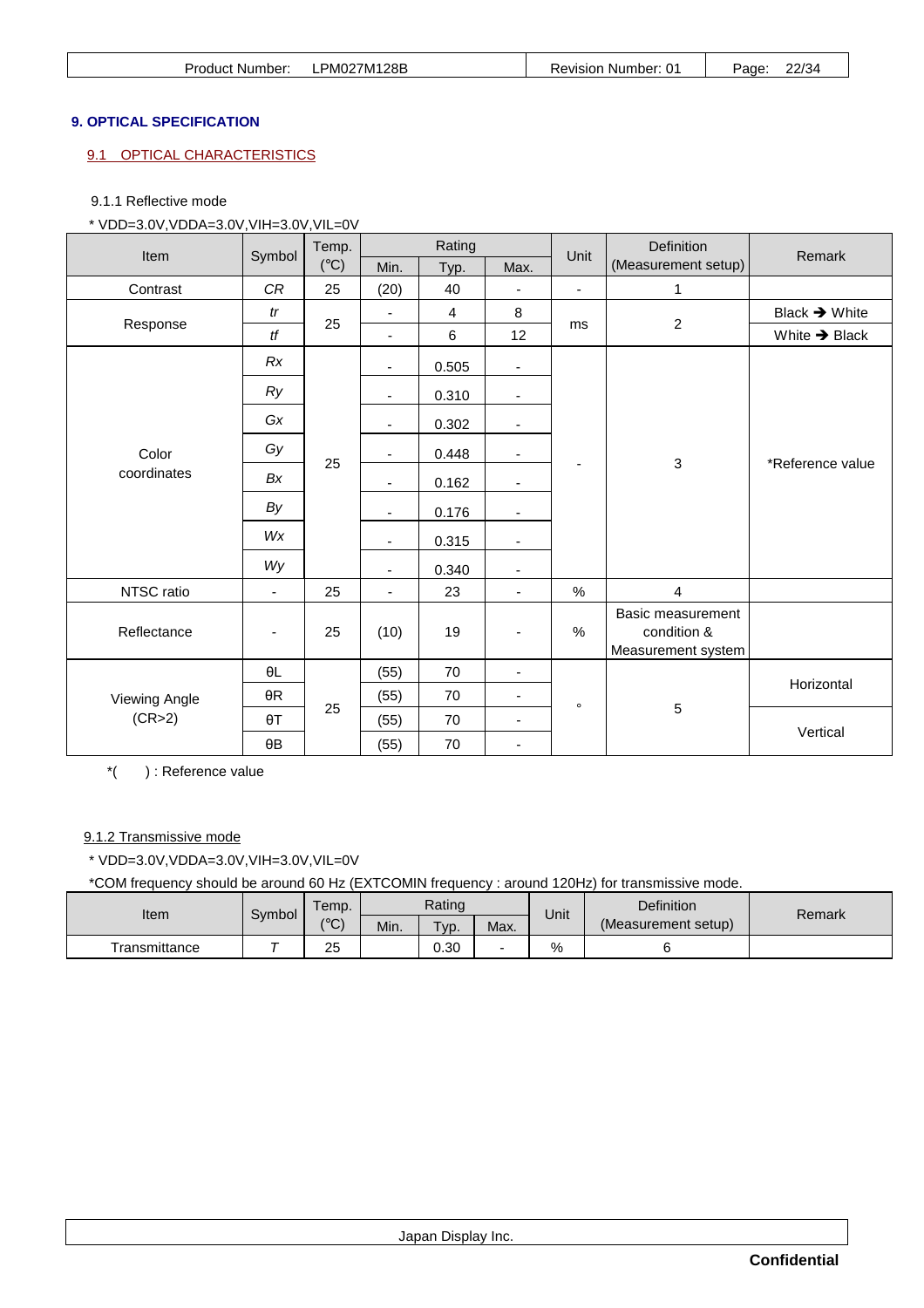## 9. OPTICAL SPECIFICATION

### 9.1 OPTICAL CHARACTERISTICS

#### 9.1.1 Reflective mode

* VDD=3.0V,VDDA=3.0V,VIH=3.0V,VIL=0V

| Item | Symbol | Temp. (°C) | Rating | | | Unit | Definition (Measurement setup) | Remark |
|---|---|---|---|---|---|---|---|---|
| | | | Min. | Typ. | Max. | | | |
| Contrast | *CR* | 25 | (20) | 40 | - | - | 1 | |
| Response | *tr* | 25 | - | 4 | 8 | ms | 2 | Black → White |
| | *tf* | | - | 6 | 12 | | | White → Black |
| Color coordinates | *Rx* | 25 | - | 0.505 | - | - | 3 | *Reference value |
| | *Ry* | | - | 0.310 | - | | | |
| | *Gx* | | - | 0.302 | - | | | |
| | *Gy* | | - | 0.448 | - | | | |
| | *Bx* | | - | 0.162 | - | | | |
| | *By* | | - | 0.176 | - | | | |
| | *Wx* | | - | 0.315 | - | | | |
| | *Wy* | | - | 0.340 | - | | | |
| NTSC ratio | - | 25 | - | 23 | - | % | 4 | |
| Reflectance | - | 25 | (10) | 19 | - | % | Basic measurement condition & Measurement system | |
| Viewing Angle (CR>2) | θL | 25 | (55) | 70 | - | ° | 5 | Horizontal |
| | θR | | (55) | 70 | - | | | |
| | θT | | (55) | 70 | - | | | Vertical |
| | θB | | (55) | 70 | - | | | |

*( ) : Reference value

#### 9.1.2 Transmissive mode

* VDD=3.0V,VDDA=3.0V,VIH=3.0V,VIL=0V

*COM frequency should be around 60 Hz (EXTCOMIN frequency : around 120Hz) for transmissive mode.

| Item | Symbol | Temp. (°C) | Rating | | | Unit | Definition (Measurement setup) | Remark |
|---|---|---|---|---|---|---|---|---|
| | | | Min. | Typ. | Max. | | | |
| Transmittance | *T* | 25 | | 0.30 | - | % | 6 | |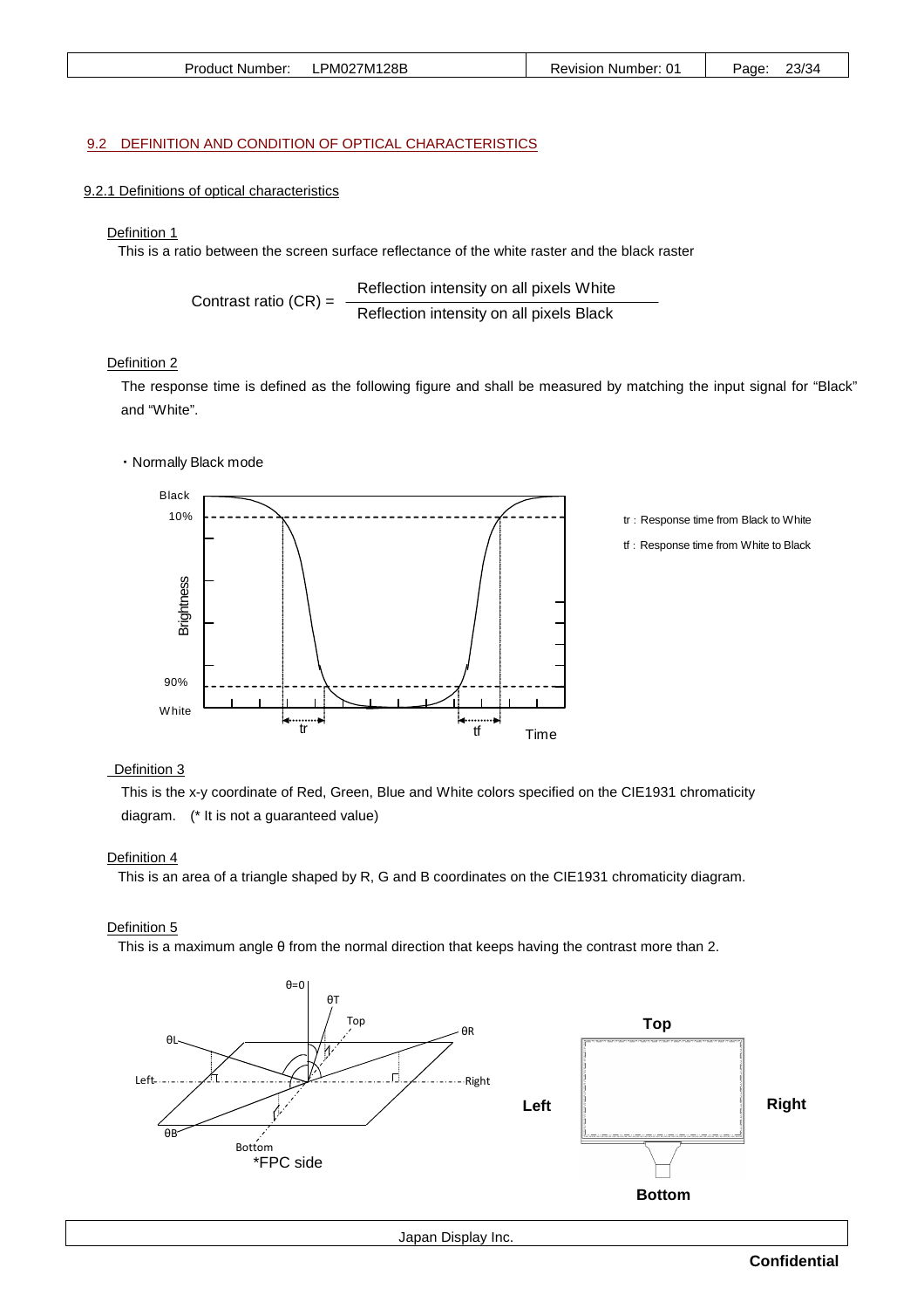## 9.2 DEFINITION AND CONDITION OF OPTICAL CHARACTERISTICS

### 9.2.1 Definitions of optical characteristics

Definition 1

This is a ratio between the screen surface reflectance of the white raster and the black raster

$$\text{Contrast ratio (CR)} = \frac{\text{Reflection intensity on all pixels White}}{\text{Reflection intensity on all pixels Black}}$$

Definition 2

The response time is defined as the following figure and shall be measured by matching the input signal for "Black" and "White".

・Normally Black mode

Black
10%
Brightness
90%
White
tr
tf
Time

tr : Response time from Black to White

tf : Response time from White to Black

Definition 3

This is the x-y coordinate of Red, Green, Blue and White colors specified on the CIE1931 chromaticity diagram. (* It is not a guaranteed value)

Definition 4

This is an area of a triangle shaped by R, G and B coordinates on the CIE1931 chromaticity diagram.

Definition 5

This is a maximum angle θ from the normal direction that keeps having the contrast more than 2.

θ=0
θT
Top
θR
θL
Left
Right
θB
Bottom
*FPC side

Top
Left
Right
Bottom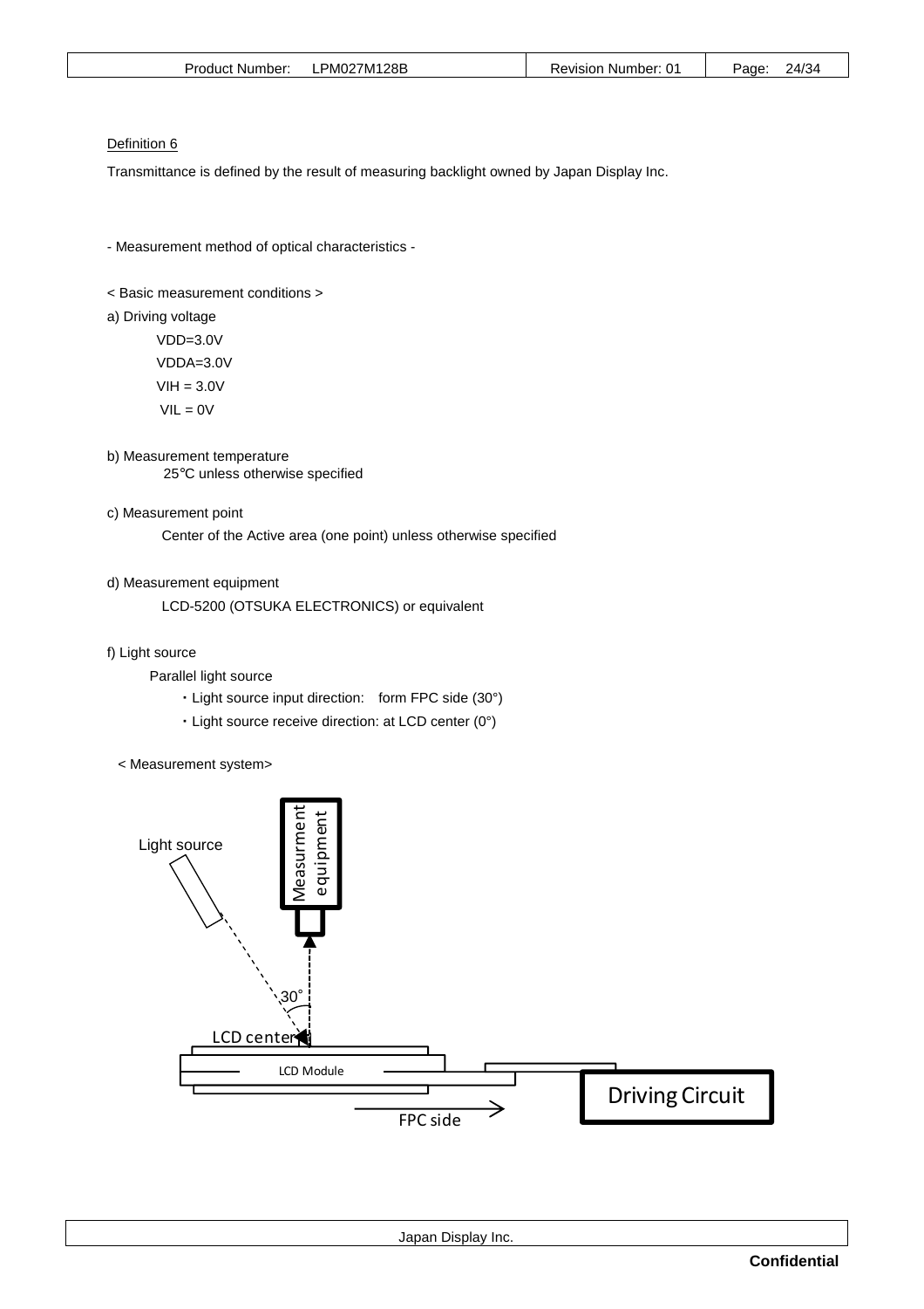Definition 6

Transmittance is defined by the result of measuring backlight owned by Japan Display Inc.

- Measurement method of optical characteristics -

< Basic measurement conditions >

a) Driving voltage

VDD=3.0V

VDDA=3.0V

VIH = 3.0V

VIL = 0V

b) Measurement temperature

25℃ unless otherwise specified

c) Measurement point

Center of the Active area (one point) unless otherwise specified

d) Measurement equipment

LCD-5200 (OTSUKA ELECTRONICS) or equivalent

f) Light source

Parallel light source

・Light source input direction:　form FPC side (30°)

・Light source receive direction: at LCD center (0°)

< Measurement system>

Light source

Measurment equipment

30°

LCD center

LCD Module

Driving Circuit

FPC side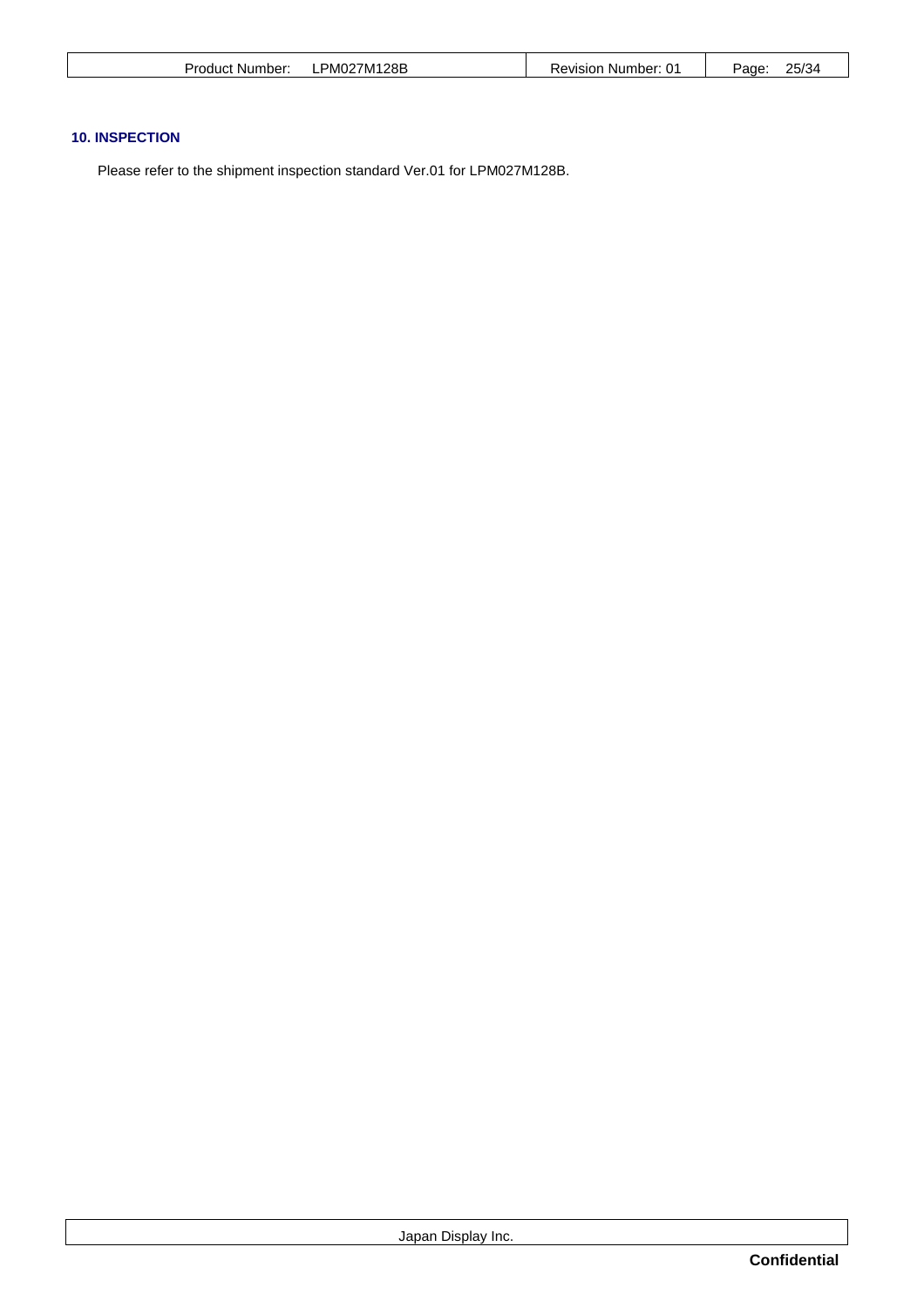## 10. INSPECTION

Please refer to the shipment inspection standard Ver.01 for LPM027M128B.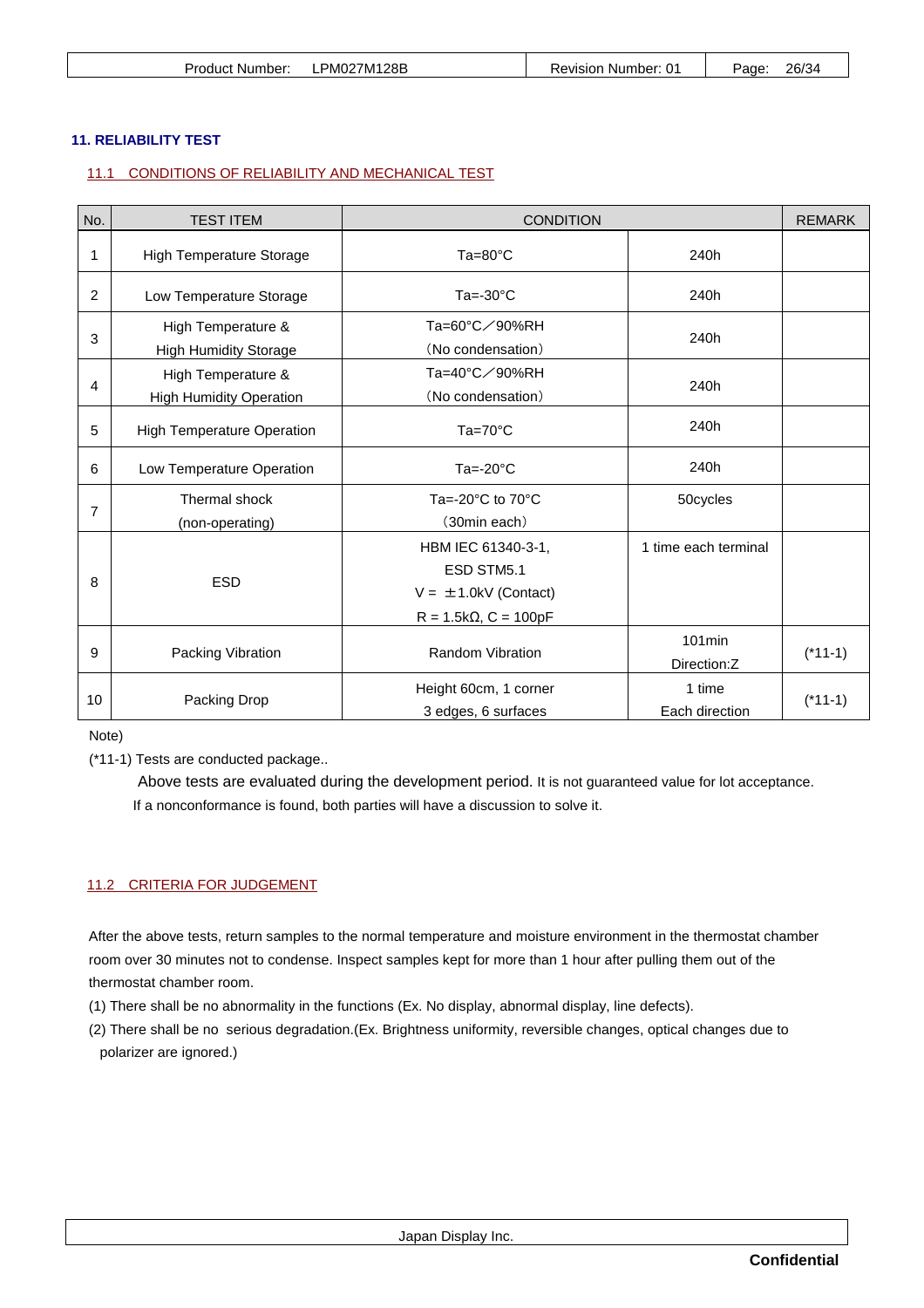## 11. RELIABILITY TEST

### 11.1 CONDITIONS OF RELIABILITY AND MECHANICAL TEST

| No. | TEST ITEM | CONDITION | | REMARK |
|---|---|---|---|---|
| 1 | High Temperature Storage | Ta=80°C | 240h | |
| 2 | Low Temperature Storage | Ta=-30°C | 240h | |
| 3 | High Temperature & High Humidity Storage | Ta=60°C／90%RH （No condensation） | 240h | |
| 4 | High Temperature & High Humidity Operation | Ta=40°C／90%RH （No condensation） | 240h | |
| 5 | High Temperature Operation | Ta=70°C | 240h | |
| 6 | Low Temperature Operation | Ta=-20°C | 240h | |
| 7 | Thermal shock (non-operating) | Ta=-20°C to 70°C （30min each） | 50cycles | |
| 8 | ESD | HBM IEC 61340-3-1, ESD STM5.1 V = ±1.0kV (Contact) R = 1.5kΩ, C = 100pF | 1 time each terminal | |
| 9 | Packing Vibration | Random Vibration | 101min Direction:Z | (*11-1) |
| 10 | Packing Drop | Height 60cm, 1 corner 3 edges, 6 surfaces | 1 time Each direction | (*11-1) |

Note)

(*11-1) Tests are conducted package..

Above tests are evaluated during the development period. It is not guaranteed value for lot acceptance.
If a nonconformance is found, both parties will have a discussion to solve it.

### 11.2 CRITERIA FOR JUDGEMENT

After the above tests, return samples to the normal temperature and moisture environment in the thermostat chamber room over 30 minutes not to condense. Inspect samples kept for more than 1 hour after pulling them out of the thermostat chamber room.

(1) There shall be no abnormality in the functions (Ex. No display, abnormal display, line defects).

(2) There shall be no serious degradation.(Ex. Brightness uniformity, reversible changes, optical changes due to polarizer are ignored.)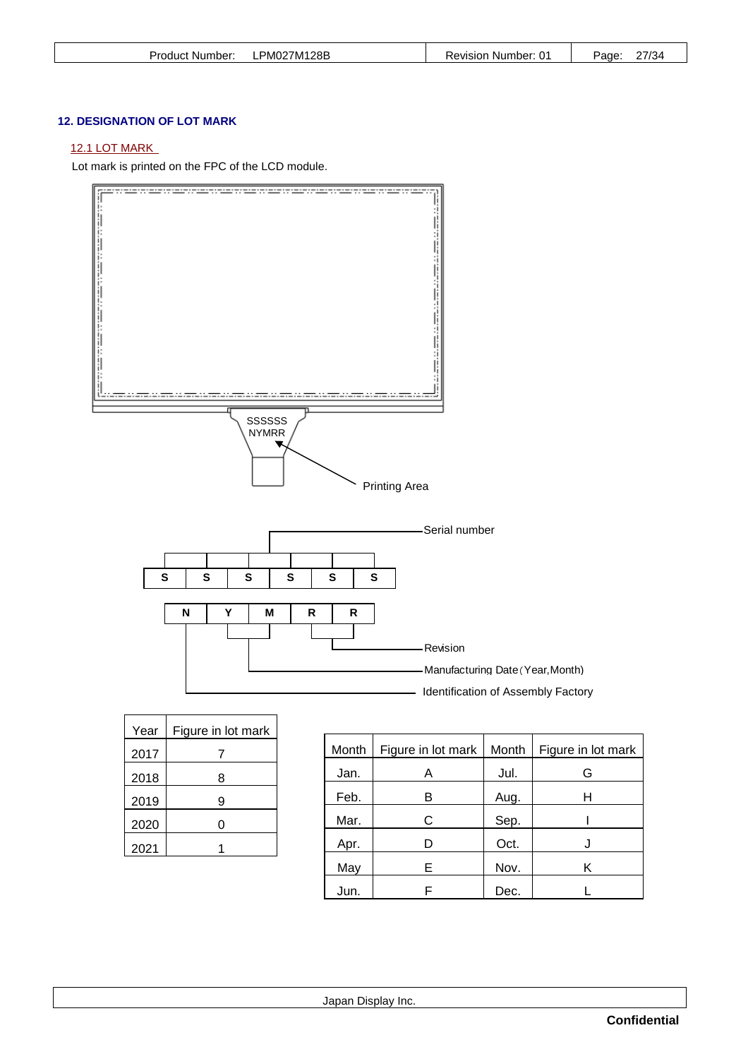## 12. DESIGNATION OF LOT MARK

### 12.1 LOT MARK

Lot mark is printed on the FPC of the LCD module.

SSSSSS
NYMRR

Printing Area

| S | S | S | S | S | S |
|---|---|---|---|---|---|

Serial number

| N | Y | M | R | R |
|---|---|---|---|---|

Revision

Manufacturing Date (Year,Month)

Identification of Assembly Factory

| Year | Figure in lot mark |
|---|---|
| 2017 | 7 |
| 2018 | 8 |
| 2019 | 9 |
| 2020 | 0 |
| 2021 | 1 |

| Month | Figure in lot mark | Month | Figure in lot mark |
|---|---|---|---|
| Jan. | A | Jul. | G |
| Feb. | B | Aug. | H |
| Mar. | C | Sep. | I |
| Apr. | D | Oct. | J |
| May | E | Nov. | K |
| Jun. | F | Dec. | L |

Confidential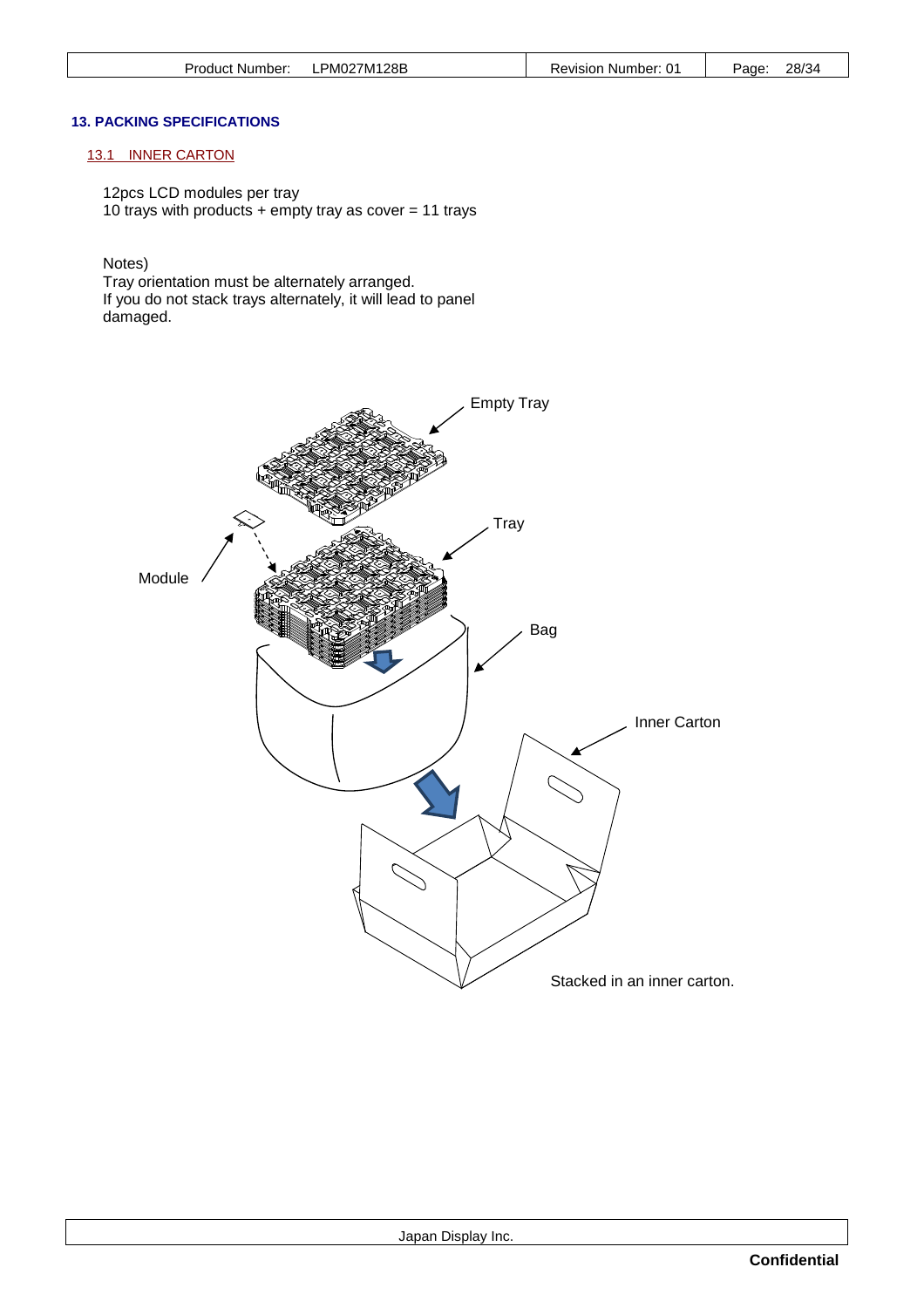## 13. PACKING SPECIFICATIONS

### 13.1 INNER CARTON

12pcs LCD modules per tray
10 trays with products + empty tray as cover = 11 trays

Notes)
Tray orientation must be alternately arranged.
If you do not stack trays alternately, it will lead to panel damaged.

Empty Tray

Tray

Module

Bag

Inner Carton

Stacked in an inner carton.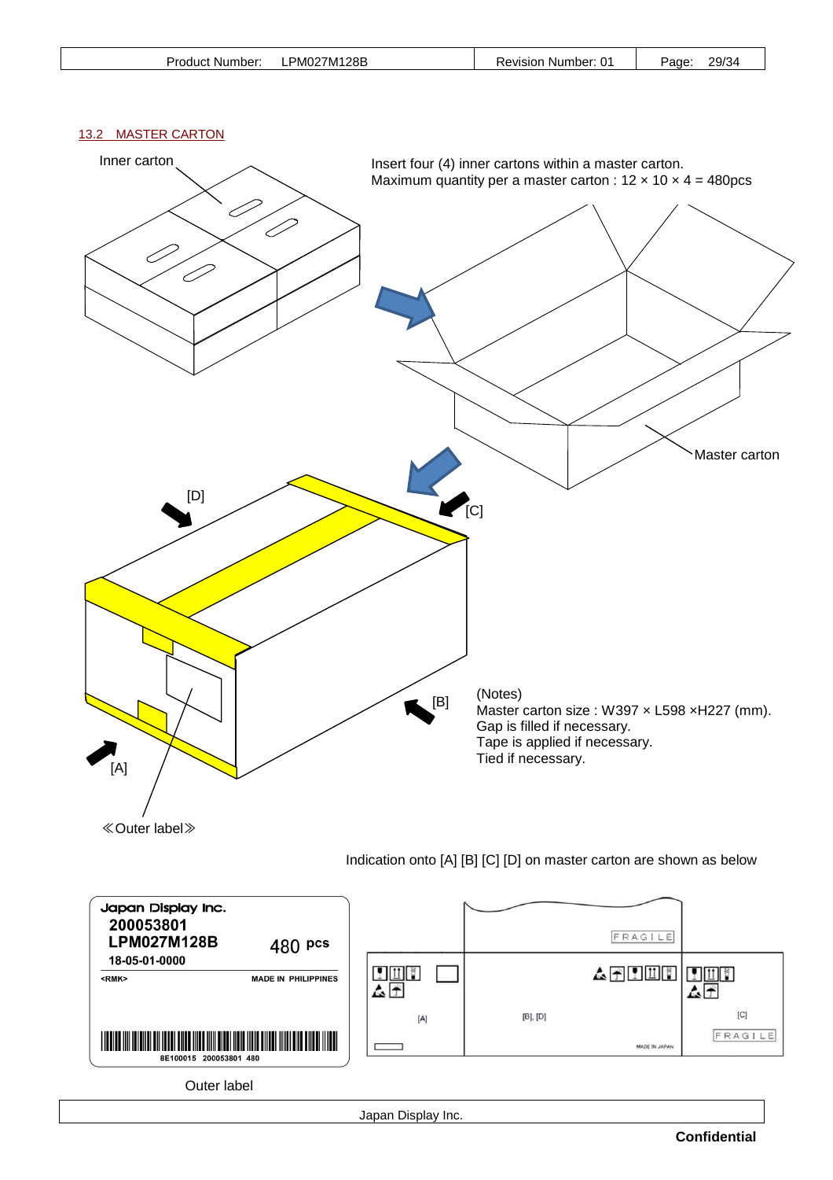### 13.2 MASTER CARTON

Inner carton

Insert four (4) inner cartons within a master carton.
Maximum quantity per a master carton : 12 × 10 × 4 = 480pcs

Master carton

[D]

[C]

[B]

[A]

(Notes)
Master carton size : W397 × L598 ×H227 (mm).
Gap is filled if necessary.
Tape is applied if necessary.
Tied if necessary.

≪Outer label≫

Indication onto [A] [B] [C] [D] on master carton are shown as below

Japan Display Inc.
200053801
LPM027M128B
480 pcs
18-05-01-0000
<RMK>
MADE IN PHILIPPINES
8E100015 200053801 480

Outer label

FRAGILE

[A]

[B], [D]

MADE IN JAPAN

[C]

FRAGILE

Japan Display Inc.

**Confidential**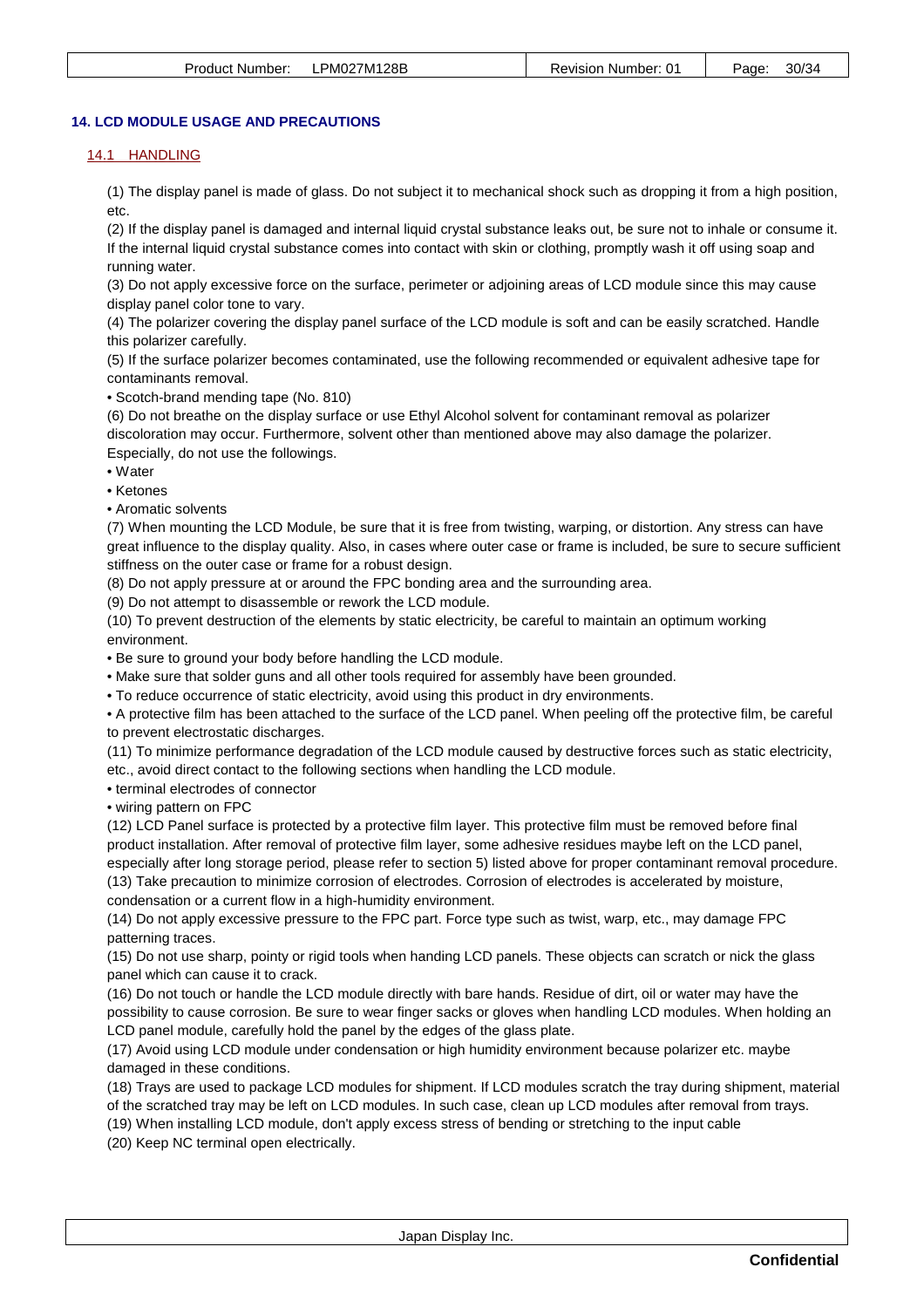## 14. LCD MODULE USAGE AND PRECAUTIONS

### 14.1 HANDLING

(1) The display panel is made of glass. Do not subject it to mechanical shock such as dropping it from a high position, etc.

(2) If the display panel is damaged and internal liquid crystal substance leaks out, be sure not to inhale or consume it. If the internal liquid crystal substance comes into contact with skin or clothing, promptly wash it off using soap and running water.

(3) Do not apply excessive force on the surface, perimeter or adjoining areas of LCD module since this may cause display panel color tone to vary.

(4) The polarizer covering the display panel surface of the LCD module is soft and can be easily scratched. Handle this polarizer carefully.

(5) If the surface polarizer becomes contaminated, use the following recommended or equivalent adhesive tape for contaminants removal.

- Scotch-brand mending tape (No. 810)

(6) Do not breathe on the display surface or use Ethyl Alcohol solvent for contaminant removal as polarizer discoloration may occur. Furthermore, solvent other than mentioned above may also damage the polarizer. Especially, do not use the followings.

- Water
- Ketones
- Aromatic solvents

(7) When mounting the LCD Module, be sure that it is free from twisting, warping, or distortion. Any stress can have great influence to the display quality. Also, in cases where outer case or frame is included, be sure to secure sufficient stiffness on the outer case or frame for a robust design.

(8) Do not apply pressure at or around the FPC bonding area and the surrounding area.

(9) Do not attempt to disassemble or rework the LCD module.

(10) To prevent destruction of the elements by static electricity, be careful to maintain an optimum working environment.

- Be sure to ground your body before handling the LCD module.
- Make sure that solder guns and all other tools required for assembly have been grounded.
- To reduce occurrence of static electricity, avoid using this product in dry environments.
- A protective film has been attached to the surface of the LCD panel. When peeling off the protective film, be careful to prevent electrostatic discharges.

(11) To minimize performance degradation of the LCD module caused by destructive forces such as static electricity, etc., avoid direct contact to the following sections when handling the LCD module.

- terminal electrodes of connector
- wiring pattern on FPC

(12) LCD Panel surface is protected by a protective film layer. This protective film must be removed before final product installation. After removal of protective film layer, some adhesive residues maybe left on the LCD panel, especially after long storage period, please refer to section 5) listed above for proper contaminant removal procedure.

(13) Take precaution to minimize corrosion of electrodes. Corrosion of electrodes is accelerated by moisture, condensation or a current flow in a high-humidity environment.

(14) Do not apply excessive pressure to the FPC part. Force type such as twist, warp, etc., may damage FPC patterning traces.

(15) Do not use sharp, pointy or rigid tools when handing LCD panels. These objects can scratch or nick the glass panel which can cause it to crack.

(16) Do not touch or handle the LCD module directly with bare hands. Residue of dirt, oil or water may have the possibility to cause corrosion. Be sure to wear finger sacks or gloves when handling LCD modules. When holding an LCD panel module, carefully hold the panel by the edges of the glass plate.

(17) Avoid using LCD module under condensation or high humidity environment because polarizer etc. maybe damaged in these conditions.

(18) Trays are used to package LCD modules for shipment. If LCD modules scratch the tray during shipment, material of the scratched tray may be left on LCD modules. In such case, clean up LCD modules after removal from trays.

(19) When installing LCD module, don't apply excess stress of bending or stretching to the input cable

(20) Keep NC terminal open electrically.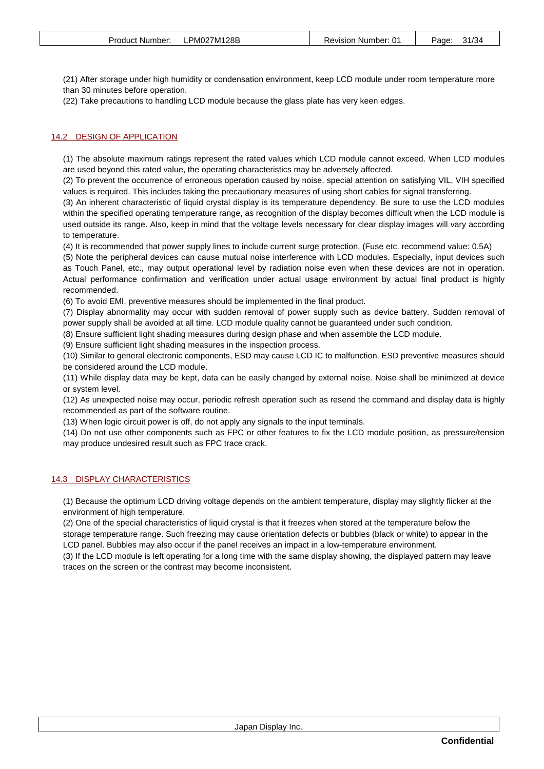(21) After storage under high humidity or condensation environment, keep LCD module under room temperature more than 30 minutes before operation.

(22) Take precautions to handling LCD module because the glass plate has very keen edges.

## 14.2 DESIGN OF APPLICATION

(1) The absolute maximum ratings represent the rated values which LCD module cannot exceed. When LCD modules are used beyond this rated value, the operating characteristics may be adversely affected.

(2) To prevent the occurrence of erroneous operation caused by noise, special attention on satisfying VIL, VIH specified values is required. This includes taking the precautionary measures of using short cables for signal transferring.

(3) An inherent characteristic of liquid crystal display is its temperature dependency. Be sure to use the LCD modules within the specified operating temperature range, as recognition of the display becomes difficult when the LCD module is used outside its range. Also, keep in mind that the voltage levels necessary for clear display images will vary according to temperature.

(4) It is recommended that power supply lines to include current surge protection. (Fuse etc. recommend value: 0.5A)

(5) Note the peripheral devices can cause mutual noise interference with LCD modules. Especially, input devices such as Touch Panel, etc., may output operational level by radiation noise even when these devices are not in operation. Actual performance confirmation and verification under actual usage environment by actual final product is highly recommended.

(6) To avoid EMI, preventive measures should be implemented in the final product.

(7) Display abnormality may occur with sudden removal of power supply such as device battery. Sudden removal of power supply shall be avoided at all time. LCD module quality cannot be guaranteed under such condition.

(8) Ensure sufficient light shading measures during design phase and when assemble the LCD module.

(9) Ensure sufficient light shading measures in the inspection process.

(10) Similar to general electronic components, ESD may cause LCD IC to malfunction. ESD preventive measures should be considered around the LCD module.

(11) While display data may be kept, data can be easily changed by external noise. Noise shall be minimized at device or system level.

(12) As unexpected noise may occur, periodic refresh operation such as resend the command and display data is highly recommended as part of the software routine.

(13) When logic circuit power is off, do not apply any signals to the input terminals.

(14) Do not use other components such as FPC or other features to fix the LCD module position, as pressure/tension may produce undesired result such as FPC trace crack.

## 14.3 DISPLAY CHARACTERISTICS

(1) Because the optimum LCD driving voltage depends on the ambient temperature, display may slightly flicker at the environment of high temperature.

(2) One of the special characteristics of liquid crystal is that it freezes when stored at the temperature below the storage temperature range. Such freezing may cause orientation defects or bubbles (black or white) to appear in the LCD panel. Bubbles may also occur if the panel receives an impact in a low-temperature environment.

(3) If the LCD module is left operating for a long time with the same display showing, the displayed pattern may leave traces on the screen or the contrast may become inconsistent.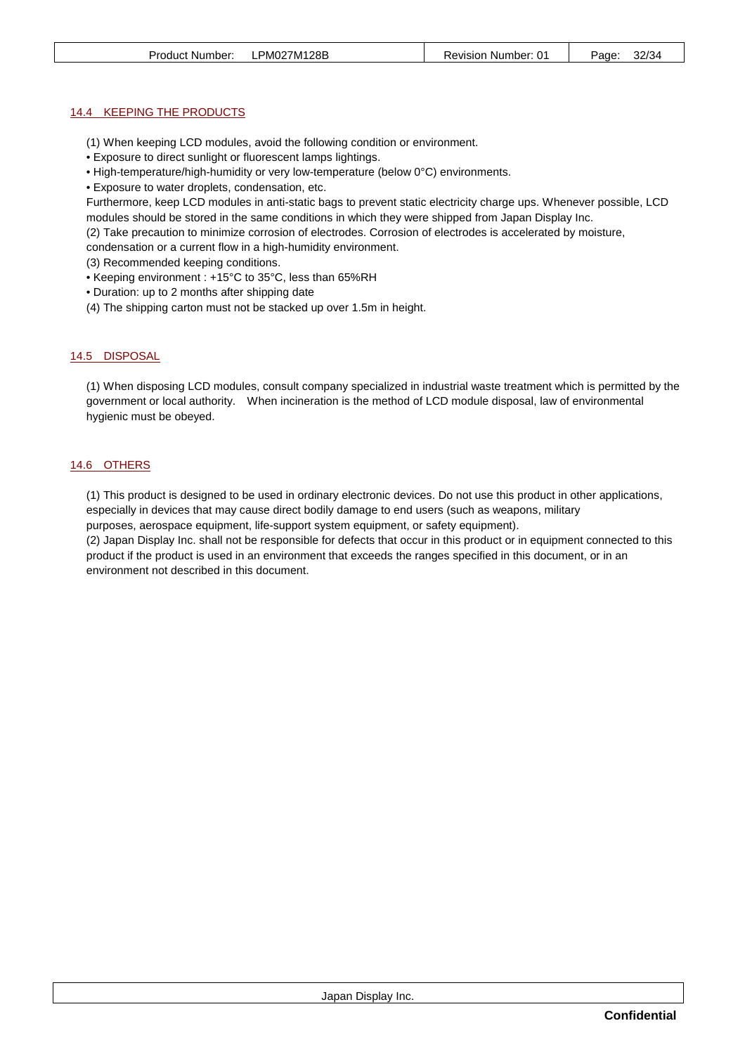### 14.4 KEEPING THE PRODUCTS

(1) When keeping LCD modules, avoid the following condition or environment.

- Exposure to direct sunlight or fluorescent lamps lightings.
- High-temperature/high-humidity or very low-temperature (below 0°C) environments.
- Exposure to water droplets, condensation, etc.

Furthermore, keep LCD modules in anti-static bags to prevent static electricity charge ups. Whenever possible, LCD modules should be stored in the same conditions in which they were shipped from Japan Display Inc.

(2) Take precaution to minimize corrosion of electrodes. Corrosion of electrodes is accelerated by moisture, condensation or a current flow in a high-humidity environment.

(3) Recommended keeping conditions.

- Keeping environment : +15°C to 35°C, less than 65%RH
- Duration: up to 2 months after shipping date

(4) The shipping carton must not be stacked up over 1.5m in height.

### 14.5 DISPOSAL

(1) When disposing LCD modules, consult company specialized in industrial waste treatment which is permitted by the government or local authority. When incineration is the method of LCD module disposal, law of environmental hygienic must be obeyed.

### 14.6 OTHERS

(1) This product is designed to be used in ordinary electronic devices. Do not use this product in other applications, especially in devices that may cause direct bodily damage to end users (such as weapons, military purposes, aerospace equipment, life-support system equipment, or safety equipment).

(2) Japan Display Inc. shall not be responsible for defects that occur in this product or in equipment connected to this product if the product is used in an environment that exceeds the ranges specified in this document, or in an environment not described in this document.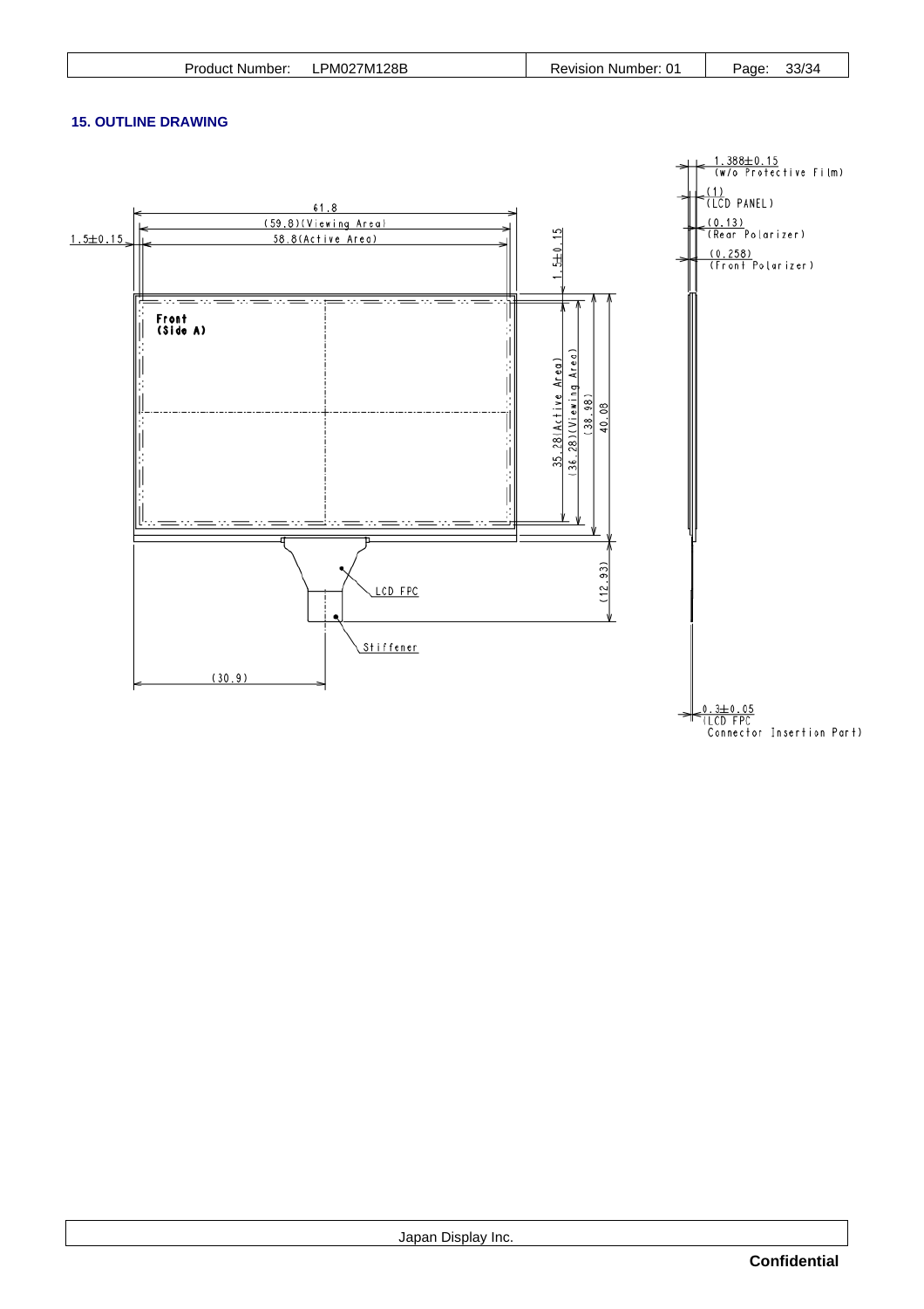## 15. OUTLINE DRAWING

61.8

(59.8)(Viewing Area)

58.8(Active Area)

1.5±0.15

1.5±0.15

Front
(Side A)

35.28(Active Area)

(36.28)(Viewing Area)

(38.98)

40.08

(12.93)

LCD FPC

Stiffener

(30.9)

1.388±0.15
(w/o Protective Film)

(1)
(LCD PANEL)

(0.13)
(Rear Polarizer)

(0.258)
(Front Polarizer)

0.3±0.05
(LCD FPC
Connector Insertion Part)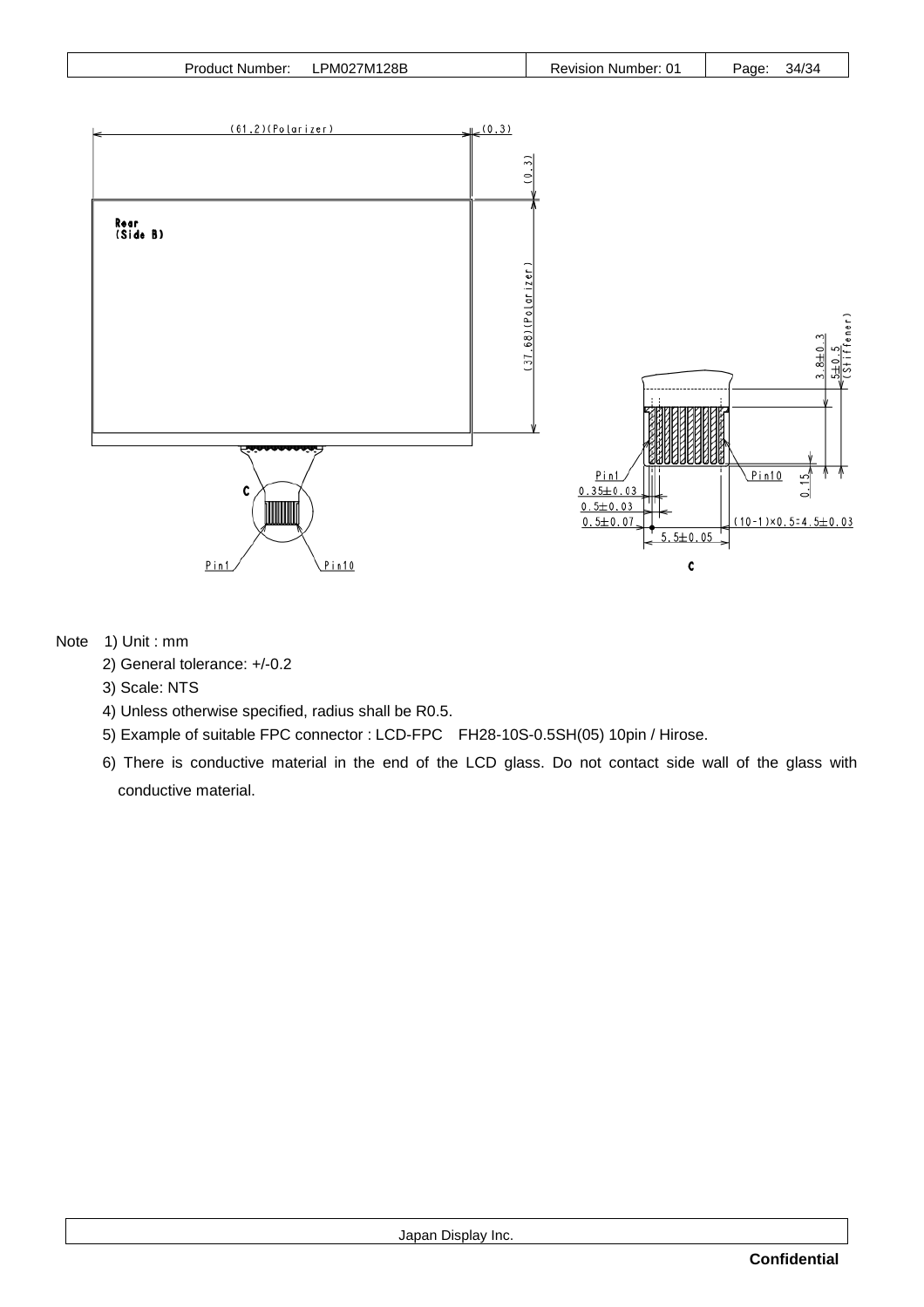(61.2)(Polarizer)

(0.3)

(0.3)

Rear
(Side B)

(37.68)(Polarizer)

C

Pin1

Pin10

3.8±0.3

5±0.5
(Stiffener)

Pin1

Pin10

0.15

0.35±0.03

0.5±0.03

0.5±0.07

(10-1)×0.5=4.5±0.03

5.5±0.05

C

Note 1) Unit : mm

2) General tolerance: +/-0.2

3) Scale: NTS

4) Unless otherwise specified, radius shall be R0.5.

5) Example of suitable FPC connector : LCD-FPC FH28-10S-0.5SH(05) 10pin / Hirose.

6) There is conductive material in the end of the LCD glass. Do not contact side wall of the glass with conductive material.